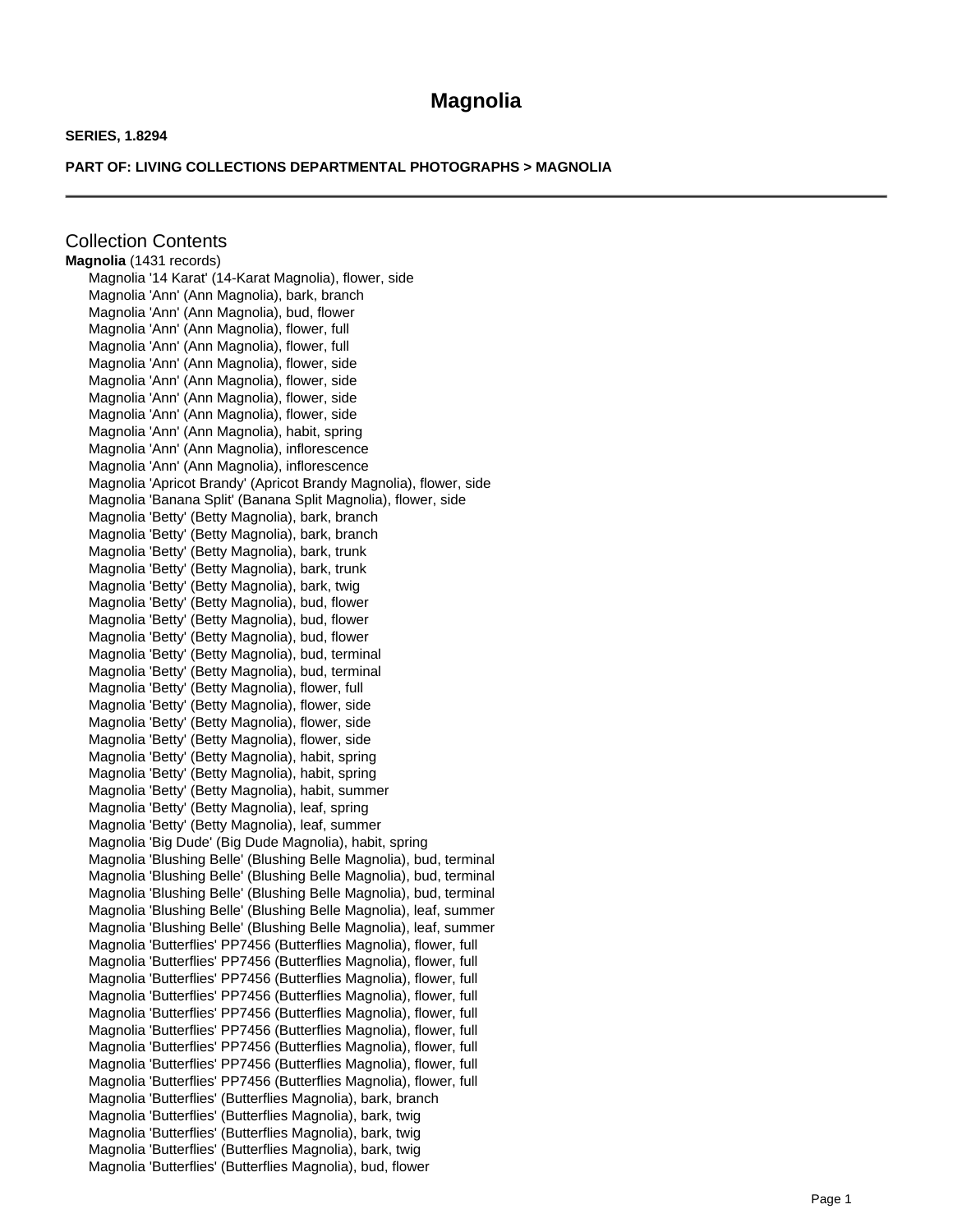# Magnolia

**SERIES, 1.8294**

**PART OF: LIVING COLLECTIONS DEPARTMENTAL PHOTOGRAPHS > MAGNOLIA**

---

## Collection Contents

**Magnolia** (1431 records)

- Magnolia '14 Karat' (14-Karat Magnolia), flower, side
- Magnolia 'Ann' (Ann Magnolia), bark, branch
- Magnolia 'Ann' (Ann Magnolia), bud, flower
- Magnolia 'Ann' (Ann Magnolia), flower, full
- Magnolia 'Ann' (Ann Magnolia), flower, full
- Magnolia 'Ann' (Ann Magnolia), flower, side
- Magnolia 'Ann' (Ann Magnolia), flower, side
- Magnolia 'Ann' (Ann Magnolia), flower, side
- Magnolia 'Ann' (Ann Magnolia), flower, side
- Magnolia 'Ann' (Ann Magnolia), habit, spring
- Magnolia 'Ann' (Ann Magnolia), inflorescence
- Magnolia 'Ann' (Ann Magnolia), inflorescence
- Magnolia 'Apricot Brandy' (Apricot Brandy Magnolia), flower, side
- Magnolia 'Banana Split' (Banana Split Magnolia), flower, side
- Magnolia 'Betty' (Betty Magnolia), bark, branch
- Magnolia 'Betty' (Betty Magnolia), bark, branch
- Magnolia 'Betty' (Betty Magnolia), bark, trunk
- Magnolia 'Betty' (Betty Magnolia), bark, trunk
- Magnolia 'Betty' (Betty Magnolia), bark, twig
- Magnolia 'Betty' (Betty Magnolia), bud, flower
- Magnolia 'Betty' (Betty Magnolia), bud, flower
- Magnolia 'Betty' (Betty Magnolia), bud, flower
- Magnolia 'Betty' (Betty Magnolia), bud, terminal
- Magnolia 'Betty' (Betty Magnolia), bud, terminal
- Magnolia 'Betty' (Betty Magnolia), flower, full
- Magnolia 'Betty' (Betty Magnolia), flower, side
- Magnolia 'Betty' (Betty Magnolia), flower, side
- Magnolia 'Betty' (Betty Magnolia), flower, side
- Magnolia 'Betty' (Betty Magnolia), habit, spring
- Magnolia 'Betty' (Betty Magnolia), habit, spring
- Magnolia 'Betty' (Betty Magnolia), habit, summer
- Magnolia 'Betty' (Betty Magnolia), leaf, spring
- Magnolia 'Betty' (Betty Magnolia), leaf, summer
- Magnolia 'Big Dude' (Big Dude Magnolia), habit, spring
- Magnolia 'Blushing Belle' (Blushing Belle Magnolia), bud, terminal
- Magnolia 'Blushing Belle' (Blushing Belle Magnolia), bud, terminal
- Magnolia 'Blushing Belle' (Blushing Belle Magnolia), bud, terminal
- Magnolia 'Blushing Belle' (Blushing Belle Magnolia), leaf, summer
- Magnolia 'Blushing Belle' (Blushing Belle Magnolia), leaf, summer
- Magnolia 'Butterflies' PP7456 (Butterflies Magnolia), flower, full
- Magnolia 'Butterflies' PP7456 (Butterflies Magnolia), flower, full
- Magnolia 'Butterflies' PP7456 (Butterflies Magnolia), flower, full
- Magnolia 'Butterflies' PP7456 (Butterflies Magnolia), flower, full
- Magnolia 'Butterflies' PP7456 (Butterflies Magnolia), flower, full
- Magnolia 'Butterflies' PP7456 (Butterflies Magnolia), flower, full
- Magnolia 'Butterflies' PP7456 (Butterflies Magnolia), flower, full
- Magnolia 'Butterflies' PP7456 (Butterflies Magnolia), flower, full
- Magnolia 'Butterflies' PP7456 (Butterflies Magnolia), flower, full
- Magnolia 'Butterflies' (Butterflies Magnolia), bark, branch
- Magnolia 'Butterflies' (Butterflies Magnolia), bark, twig
- Magnolia 'Butterflies' (Butterflies Magnolia), bark, twig
- Magnolia 'Butterflies' (Butterflies Magnolia), bark, twig
- Magnolia 'Butterflies' (Butterflies Magnolia), bud, flower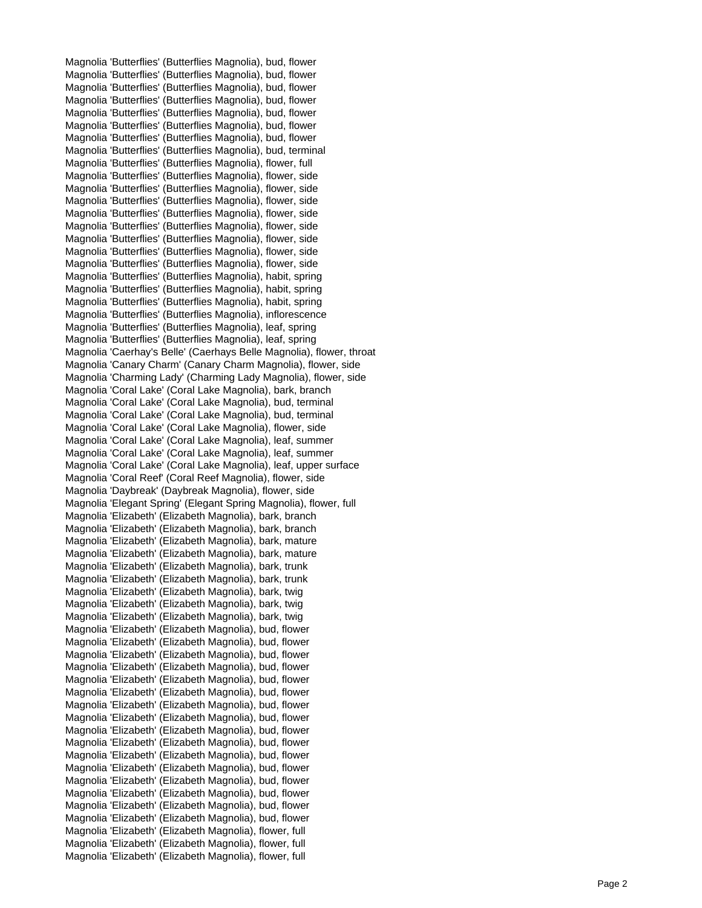Magnolia 'Butterflies' (Butterflies Magnolia), bud, flower
Magnolia 'Butterflies' (Butterflies Magnolia), bud, flower
Magnolia 'Butterflies' (Butterflies Magnolia), bud, flower
Magnolia 'Butterflies' (Butterflies Magnolia), bud, flower
Magnolia 'Butterflies' (Butterflies Magnolia), bud, flower
Magnolia 'Butterflies' (Butterflies Magnolia), bud, flower
Magnolia 'Butterflies' (Butterflies Magnolia), bud, flower
Magnolia 'Butterflies' (Butterflies Magnolia), bud, terminal
Magnolia 'Butterflies' (Butterflies Magnolia), flower, full
Magnolia 'Butterflies' (Butterflies Magnolia), flower, side
Magnolia 'Butterflies' (Butterflies Magnolia), flower, side
Magnolia 'Butterflies' (Butterflies Magnolia), flower, side
Magnolia 'Butterflies' (Butterflies Magnolia), flower, side
Magnolia 'Butterflies' (Butterflies Magnolia), flower, side
Magnolia 'Butterflies' (Butterflies Magnolia), flower, side
Magnolia 'Butterflies' (Butterflies Magnolia), flower, side
Magnolia 'Butterflies' (Butterflies Magnolia), flower, side
Magnolia 'Butterflies' (Butterflies Magnolia), habit, spring
Magnolia 'Butterflies' (Butterflies Magnolia), habit, spring
Magnolia 'Butterflies' (Butterflies Magnolia), habit, spring
Magnolia 'Butterflies' (Butterflies Magnolia), inflorescence
Magnolia 'Butterflies' (Butterflies Magnolia), leaf, spring
Magnolia 'Butterflies' (Butterflies Magnolia), leaf, spring
Magnolia 'Caerhay's Belle' (Caerhays Belle Magnolia), flower, throat
Magnolia 'Canary Charm' (Canary Charm Magnolia), flower, side
Magnolia 'Charming Lady' (Charming Lady Magnolia), flower, side
Magnolia 'Coral Lake' (Coral Lake Magnolia), bark, branch
Magnolia 'Coral Lake' (Coral Lake Magnolia), bud, terminal
Magnolia 'Coral Lake' (Coral Lake Magnolia), bud, terminal
Magnolia 'Coral Lake' (Coral Lake Magnolia), flower, side
Magnolia 'Coral Lake' (Coral Lake Magnolia), leaf, summer
Magnolia 'Coral Lake' (Coral Lake Magnolia), leaf, summer
Magnolia 'Coral Lake' (Coral Lake Magnolia), leaf, upper surface
Magnolia 'Coral Reef' (Coral Reef Magnolia), flower, side
Magnolia 'Daybreak' (Daybreak Magnolia), flower, side
Magnolia 'Elegant Spring' (Elegant Spring Magnolia), flower, full
Magnolia 'Elizabeth' (Elizabeth Magnolia), bark, branch
Magnolia 'Elizabeth' (Elizabeth Magnolia), bark, branch
Magnolia 'Elizabeth' (Elizabeth Magnolia), bark, mature
Magnolia 'Elizabeth' (Elizabeth Magnolia), bark, mature
Magnolia 'Elizabeth' (Elizabeth Magnolia), bark, trunk
Magnolia 'Elizabeth' (Elizabeth Magnolia), bark, trunk
Magnolia 'Elizabeth' (Elizabeth Magnolia), bark, twig
Magnolia 'Elizabeth' (Elizabeth Magnolia), bark, twig
Magnolia 'Elizabeth' (Elizabeth Magnolia), bark, twig
Magnolia 'Elizabeth' (Elizabeth Magnolia), bud, flower
Magnolia 'Elizabeth' (Elizabeth Magnolia), bud, flower
Magnolia 'Elizabeth' (Elizabeth Magnolia), bud, flower
Magnolia 'Elizabeth' (Elizabeth Magnolia), bud, flower
Magnolia 'Elizabeth' (Elizabeth Magnolia), bud, flower
Magnolia 'Elizabeth' (Elizabeth Magnolia), bud, flower
Magnolia 'Elizabeth' (Elizabeth Magnolia), bud, flower
Magnolia 'Elizabeth' (Elizabeth Magnolia), bud, flower
Magnolia 'Elizabeth' (Elizabeth Magnolia), bud, flower
Magnolia 'Elizabeth' (Elizabeth Magnolia), bud, flower
Magnolia 'Elizabeth' (Elizabeth Magnolia), bud, flower
Magnolia 'Elizabeth' (Elizabeth Magnolia), bud, flower
Magnolia 'Elizabeth' (Elizabeth Magnolia), bud, flower
Magnolia 'Elizabeth' (Elizabeth Magnolia), bud, flower
Magnolia 'Elizabeth' (Elizabeth Magnolia), bud, flower
Magnolia 'Elizabeth' (Elizabeth Magnolia), bud, flower
Magnolia 'Elizabeth' (Elizabeth Magnolia), flower, full
Magnolia 'Elizabeth' (Elizabeth Magnolia), flower, full
Magnolia 'Elizabeth' (Elizabeth Magnolia), flower, full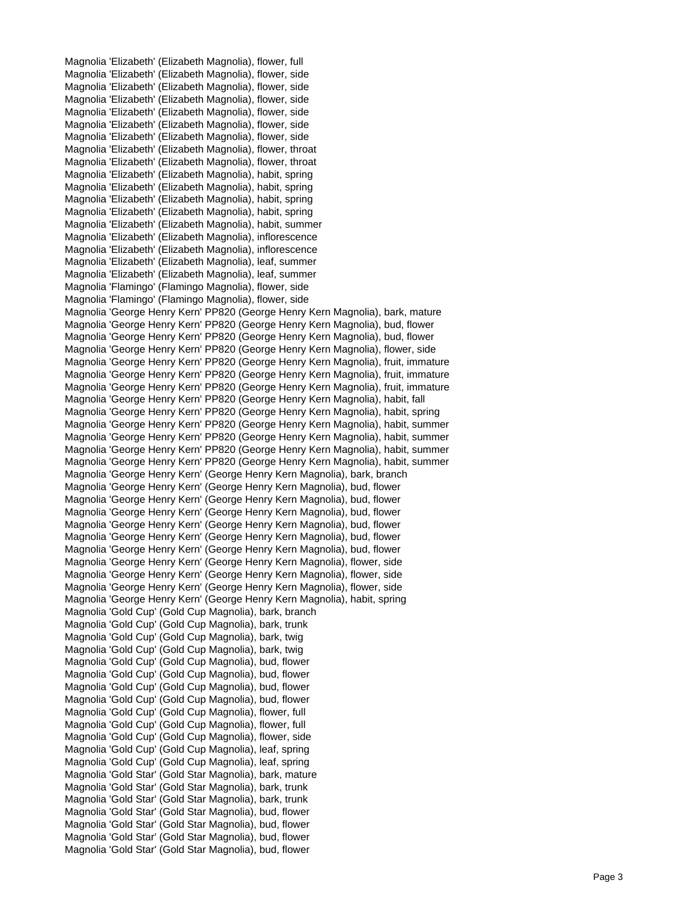Magnolia 'Elizabeth' (Elizabeth Magnolia), flower, full
Magnolia 'Elizabeth' (Elizabeth Magnolia), flower, side
Magnolia 'Elizabeth' (Elizabeth Magnolia), flower, side
Magnolia 'Elizabeth' (Elizabeth Magnolia), flower, side
Magnolia 'Elizabeth' (Elizabeth Magnolia), flower, side
Magnolia 'Elizabeth' (Elizabeth Magnolia), flower, side
Magnolia 'Elizabeth' (Elizabeth Magnolia), flower, side
Magnolia 'Elizabeth' (Elizabeth Magnolia), flower, throat
Magnolia 'Elizabeth' (Elizabeth Magnolia), flower, throat
Magnolia 'Elizabeth' (Elizabeth Magnolia), habit, spring
Magnolia 'Elizabeth' (Elizabeth Magnolia), habit, spring
Magnolia 'Elizabeth' (Elizabeth Magnolia), habit, spring
Magnolia 'Elizabeth' (Elizabeth Magnolia), habit, spring
Magnolia 'Elizabeth' (Elizabeth Magnolia), habit, summer
Magnolia 'Elizabeth' (Elizabeth Magnolia), inflorescence
Magnolia 'Elizabeth' (Elizabeth Magnolia), inflorescence
Magnolia 'Elizabeth' (Elizabeth Magnolia), leaf, summer
Magnolia 'Elizabeth' (Elizabeth Magnolia), leaf, summer
Magnolia 'Flamingo' (Flamingo Magnolia), flower, side
Magnolia 'Flamingo' (Flamingo Magnolia), flower, side
Magnolia 'George Henry Kern' PP820 (George Henry Kern Magnolia), bark, mature
Magnolia 'George Henry Kern' PP820 (George Henry Kern Magnolia), bud, flower
Magnolia 'George Henry Kern' PP820 (George Henry Kern Magnolia), bud, flower
Magnolia 'George Henry Kern' PP820 (George Henry Kern Magnolia), flower, side
Magnolia 'George Henry Kern' PP820 (George Henry Kern Magnolia), fruit, immature
Magnolia 'George Henry Kern' PP820 (George Henry Kern Magnolia), fruit, immature
Magnolia 'George Henry Kern' PP820 (George Henry Kern Magnolia), fruit, immature
Magnolia 'George Henry Kern' PP820 (George Henry Kern Magnolia), habit, fall
Magnolia 'George Henry Kern' PP820 (George Henry Kern Magnolia), habit, spring
Magnolia 'George Henry Kern' PP820 (George Henry Kern Magnolia), habit, summer
Magnolia 'George Henry Kern' PP820 (George Henry Kern Magnolia), habit, summer
Magnolia 'George Henry Kern' PP820 (George Henry Kern Magnolia), habit, summer
Magnolia 'George Henry Kern' PP820 (George Henry Kern Magnolia), habit, summer
Magnolia 'George Henry Kern' (George Henry Kern Magnolia), bark, branch
Magnolia 'George Henry Kern' (George Henry Kern Magnolia), bud, flower
Magnolia 'George Henry Kern' (George Henry Kern Magnolia), bud, flower
Magnolia 'George Henry Kern' (George Henry Kern Magnolia), bud, flower
Magnolia 'George Henry Kern' (George Henry Kern Magnolia), bud, flower
Magnolia 'George Henry Kern' (George Henry Kern Magnolia), bud, flower
Magnolia 'George Henry Kern' (George Henry Kern Magnolia), bud, flower
Magnolia 'George Henry Kern' (George Henry Kern Magnolia), flower, side
Magnolia 'George Henry Kern' (George Henry Kern Magnolia), flower, side
Magnolia 'George Henry Kern' (George Henry Kern Magnolia), flower, side
Magnolia 'George Henry Kern' (George Henry Kern Magnolia), habit, spring
Magnolia 'Gold Cup' (Gold Cup Magnolia), bark, branch
Magnolia 'Gold Cup' (Gold Cup Magnolia), bark, trunk
Magnolia 'Gold Cup' (Gold Cup Magnolia), bark, twig
Magnolia 'Gold Cup' (Gold Cup Magnolia), bark, twig
Magnolia 'Gold Cup' (Gold Cup Magnolia), bud, flower
Magnolia 'Gold Cup' (Gold Cup Magnolia), bud, flower
Magnolia 'Gold Cup' (Gold Cup Magnolia), bud, flower
Magnolia 'Gold Cup' (Gold Cup Magnolia), bud, flower
Magnolia 'Gold Cup' (Gold Cup Magnolia), flower, full
Magnolia 'Gold Cup' (Gold Cup Magnolia), flower, full
Magnolia 'Gold Cup' (Gold Cup Magnolia), flower, side
Magnolia 'Gold Cup' (Gold Cup Magnolia), leaf, spring
Magnolia 'Gold Cup' (Gold Cup Magnolia), leaf, spring
Magnolia 'Gold Star' (Gold Star Magnolia), bark, mature
Magnolia 'Gold Star' (Gold Star Magnolia), bark, trunk
Magnolia 'Gold Star' (Gold Star Magnolia), bark, trunk
Magnolia 'Gold Star' (Gold Star Magnolia), bud, flower
Magnolia 'Gold Star' (Gold Star Magnolia), bud, flower
Magnolia 'Gold Star' (Gold Star Magnolia), bud, flower
Magnolia 'Gold Star' (Gold Star Magnolia), bud, flower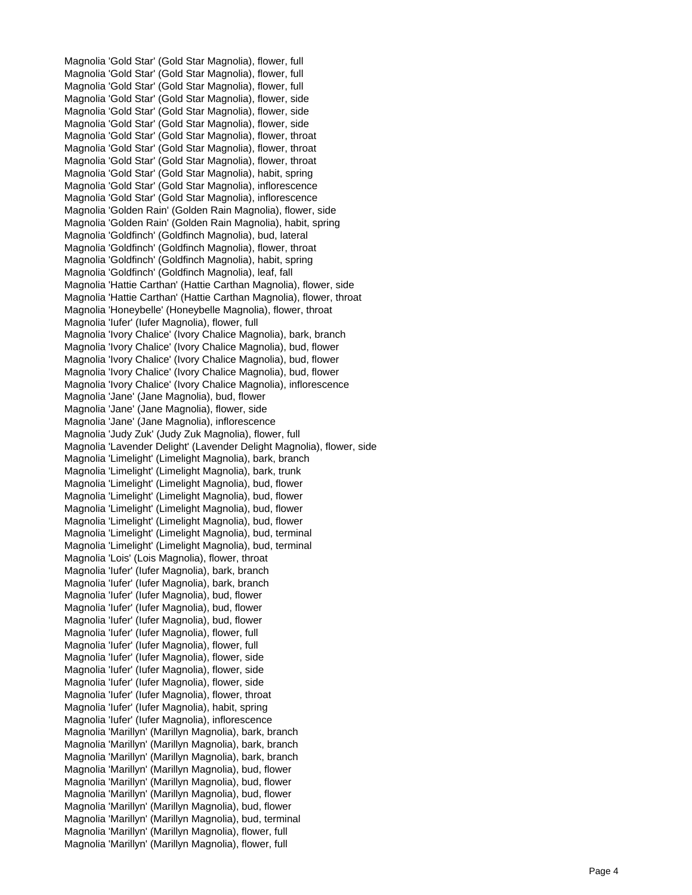Magnolia 'Gold Star' (Gold Star Magnolia), flower, full
Magnolia 'Gold Star' (Gold Star Magnolia), flower, full
Magnolia 'Gold Star' (Gold Star Magnolia), flower, full
Magnolia 'Gold Star' (Gold Star Magnolia), flower, side
Magnolia 'Gold Star' (Gold Star Magnolia), flower, side
Magnolia 'Gold Star' (Gold Star Magnolia), flower, side
Magnolia 'Gold Star' (Gold Star Magnolia), flower, throat
Magnolia 'Gold Star' (Gold Star Magnolia), flower, throat
Magnolia 'Gold Star' (Gold Star Magnolia), flower, throat
Magnolia 'Gold Star' (Gold Star Magnolia), habit, spring
Magnolia 'Gold Star' (Gold Star Magnolia), inflorescence
Magnolia 'Gold Star' (Gold Star Magnolia), inflorescence
Magnolia 'Golden Rain' (Golden Rain Magnolia), flower, side
Magnolia 'Golden Rain' (Golden Rain Magnolia), habit, spring
Magnolia 'Goldfinch' (Goldfinch Magnolia), bud, lateral
Magnolia 'Goldfinch' (Goldfinch Magnolia), flower, throat
Magnolia 'Goldfinch' (Goldfinch Magnolia), habit, spring
Magnolia 'Goldfinch' (Goldfinch Magnolia), leaf, fall
Magnolia 'Hattie Carthan' (Hattie Carthan Magnolia), flower, side
Magnolia 'Hattie Carthan' (Hattie Carthan Magnolia), flower, throat
Magnolia 'Honeybelle' (Honeybelle Magnolia), flower, throat
Magnolia 'Iufer' (Iufer Magnolia), flower, full
Magnolia 'Ivory Chalice' (Ivory Chalice Magnolia), bark, branch
Magnolia 'Ivory Chalice' (Ivory Chalice Magnolia), bud, flower
Magnolia 'Ivory Chalice' (Ivory Chalice Magnolia), bud, flower
Magnolia 'Ivory Chalice' (Ivory Chalice Magnolia), bud, flower
Magnolia 'Ivory Chalice' (Ivory Chalice Magnolia), inflorescence
Magnolia 'Jane' (Jane Magnolia), bud, flower
Magnolia 'Jane' (Jane Magnolia), flower, side
Magnolia 'Jane' (Jane Magnolia), inflorescence
Magnolia 'Judy Zuk' (Judy Zuk Magnolia), flower, full
Magnolia 'Lavender Delight' (Lavender Delight Magnolia), flower, side
Magnolia 'Limelight' (Limelight Magnolia), bark, branch
Magnolia 'Limelight' (Limelight Magnolia), bark, trunk
Magnolia 'Limelight' (Limelight Magnolia), bud, flower
Magnolia 'Limelight' (Limelight Magnolia), bud, flower
Magnolia 'Limelight' (Limelight Magnolia), bud, flower
Magnolia 'Limelight' (Limelight Magnolia), bud, flower
Magnolia 'Limelight' (Limelight Magnolia), bud, terminal
Magnolia 'Limelight' (Limelight Magnolia), bud, terminal
Magnolia 'Lois' (Lois Magnolia), flower, throat
Magnolia 'Iufer' (Iufer Magnolia), bark, branch
Magnolia 'Iufer' (Iufer Magnolia), bark, branch
Magnolia 'Iufer' (Iufer Magnolia), bud, flower
Magnolia 'Iufer' (Iufer Magnolia), bud, flower
Magnolia 'Iufer' (Iufer Magnolia), bud, flower
Magnolia 'Iufer' (Iufer Magnolia), flower, full
Magnolia 'Iufer' (Iufer Magnolia), flower, full
Magnolia 'Iufer' (Iufer Magnolia), flower, side
Magnolia 'Iufer' (Iufer Magnolia), flower, side
Magnolia 'Iufer' (Iufer Magnolia), flower, side
Magnolia 'Iufer' (Iufer Magnolia), flower, throat
Magnolia 'Iufer' (Iufer Magnolia), habit, spring
Magnolia 'Iufer' (Iufer Magnolia), inflorescence
Magnolia 'Marillyn' (Marillyn Magnolia), bark, branch
Magnolia 'Marillyn' (Marillyn Magnolia), bark, branch
Magnolia 'Marillyn' (Marillyn Magnolia), bark, branch
Magnolia 'Marillyn' (Marillyn Magnolia), bud, flower
Magnolia 'Marillyn' (Marillyn Magnolia), bud, flower
Magnolia 'Marillyn' (Marillyn Magnolia), bud, flower
Magnolia 'Marillyn' (Marillyn Magnolia), bud, flower
Magnolia 'Marillyn' (Marillyn Magnolia), bud, terminal
Magnolia 'Marillyn' (Marillyn Magnolia), flower, full
Magnolia 'Marillyn' (Marillyn Magnolia), flower, full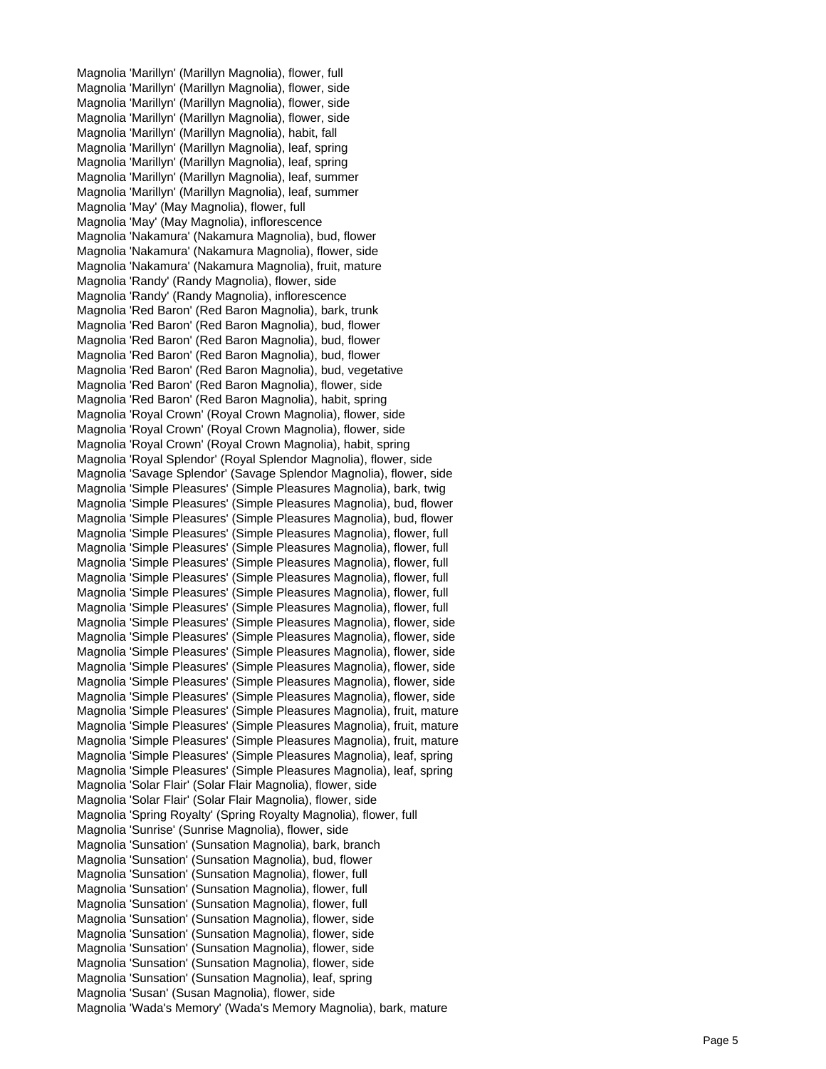Magnolia 'Marillyn' (Marillyn Magnolia), flower, full
Magnolia 'Marillyn' (Marillyn Magnolia), flower, side
Magnolia 'Marillyn' (Marillyn Magnolia), flower, side
Magnolia 'Marillyn' (Marillyn Magnolia), flower, side
Magnolia 'Marillyn' (Marillyn Magnolia), habit, fall
Magnolia 'Marillyn' (Marillyn Magnolia), leaf, spring
Magnolia 'Marillyn' (Marillyn Magnolia), leaf, spring
Magnolia 'Marillyn' (Marillyn Magnolia), leaf, summer
Magnolia 'Marillyn' (Marillyn Magnolia), leaf, summer
Magnolia 'May' (May Magnolia), flower, full
Magnolia 'May' (May Magnolia), inflorescence
Magnolia 'Nakamura' (Nakamura Magnolia), bud, flower
Magnolia 'Nakamura' (Nakamura Magnolia), flower, side
Magnolia 'Nakamura' (Nakamura Magnolia), fruit, mature
Magnolia 'Randy' (Randy Magnolia), flower, side
Magnolia 'Randy' (Randy Magnolia), inflorescence
Magnolia 'Red Baron' (Red Baron Magnolia), bark, trunk
Magnolia 'Red Baron' (Red Baron Magnolia), bud, flower
Magnolia 'Red Baron' (Red Baron Magnolia), bud, flower
Magnolia 'Red Baron' (Red Baron Magnolia), bud, flower
Magnolia 'Red Baron' (Red Baron Magnolia), bud, vegetative
Magnolia 'Red Baron' (Red Baron Magnolia), flower, side
Magnolia 'Red Baron' (Red Baron Magnolia), habit, spring
Magnolia 'Royal Crown' (Royal Crown Magnolia), flower, side
Magnolia 'Royal Crown' (Royal Crown Magnolia), flower, side
Magnolia 'Royal Crown' (Royal Crown Magnolia), habit, spring
Magnolia 'Royal Splendor' (Royal Splendor Magnolia), flower, side
Magnolia 'Savage Splendor' (Savage Splendor Magnolia), flower, side
Magnolia 'Simple Pleasures' (Simple Pleasures Magnolia), bark, twig
Magnolia 'Simple Pleasures' (Simple Pleasures Magnolia), bud, flower
Magnolia 'Simple Pleasures' (Simple Pleasures Magnolia), bud, flower
Magnolia 'Simple Pleasures' (Simple Pleasures Magnolia), flower, full
Magnolia 'Simple Pleasures' (Simple Pleasures Magnolia), flower, full
Magnolia 'Simple Pleasures' (Simple Pleasures Magnolia), flower, full
Magnolia 'Simple Pleasures' (Simple Pleasures Magnolia), flower, full
Magnolia 'Simple Pleasures' (Simple Pleasures Magnolia), flower, full
Magnolia 'Simple Pleasures' (Simple Pleasures Magnolia), flower, full
Magnolia 'Simple Pleasures' (Simple Pleasures Magnolia), flower, side
Magnolia 'Simple Pleasures' (Simple Pleasures Magnolia), flower, side
Magnolia 'Simple Pleasures' (Simple Pleasures Magnolia), flower, side
Magnolia 'Simple Pleasures' (Simple Pleasures Magnolia), flower, side
Magnolia 'Simple Pleasures' (Simple Pleasures Magnolia), flower, side
Magnolia 'Simple Pleasures' (Simple Pleasures Magnolia), flower, side
Magnolia 'Simple Pleasures' (Simple Pleasures Magnolia), fruit, mature
Magnolia 'Simple Pleasures' (Simple Pleasures Magnolia), fruit, mature
Magnolia 'Simple Pleasures' (Simple Pleasures Magnolia), fruit, mature
Magnolia 'Simple Pleasures' (Simple Pleasures Magnolia), leaf, spring
Magnolia 'Simple Pleasures' (Simple Pleasures Magnolia), leaf, spring
Magnolia 'Solar Flair' (Solar Flair Magnolia), flower, side
Magnolia 'Solar Flair' (Solar Flair Magnolia), flower, side
Magnolia 'Spring Royalty' (Spring Royalty Magnolia), flower, full
Magnolia 'Sunrise' (Sunrise Magnolia), flower, side
Magnolia 'Sunsation' (Sunsation Magnolia), bark, branch
Magnolia 'Sunsation' (Sunsation Magnolia), bud, flower
Magnolia 'Sunsation' (Sunsation Magnolia), flower, full
Magnolia 'Sunsation' (Sunsation Magnolia), flower, full
Magnolia 'Sunsation' (Sunsation Magnolia), flower, full
Magnolia 'Sunsation' (Sunsation Magnolia), flower, side
Magnolia 'Sunsation' (Sunsation Magnolia), flower, side
Magnolia 'Sunsation' (Sunsation Magnolia), flower, side
Magnolia 'Sunsation' (Sunsation Magnolia), flower, side
Magnolia 'Sunsation' (Sunsation Magnolia), leaf, spring
Magnolia 'Susan' (Susan Magnolia), flower, side
Magnolia 'Wada's Memory' (Wada's Memory Magnolia), bark, mature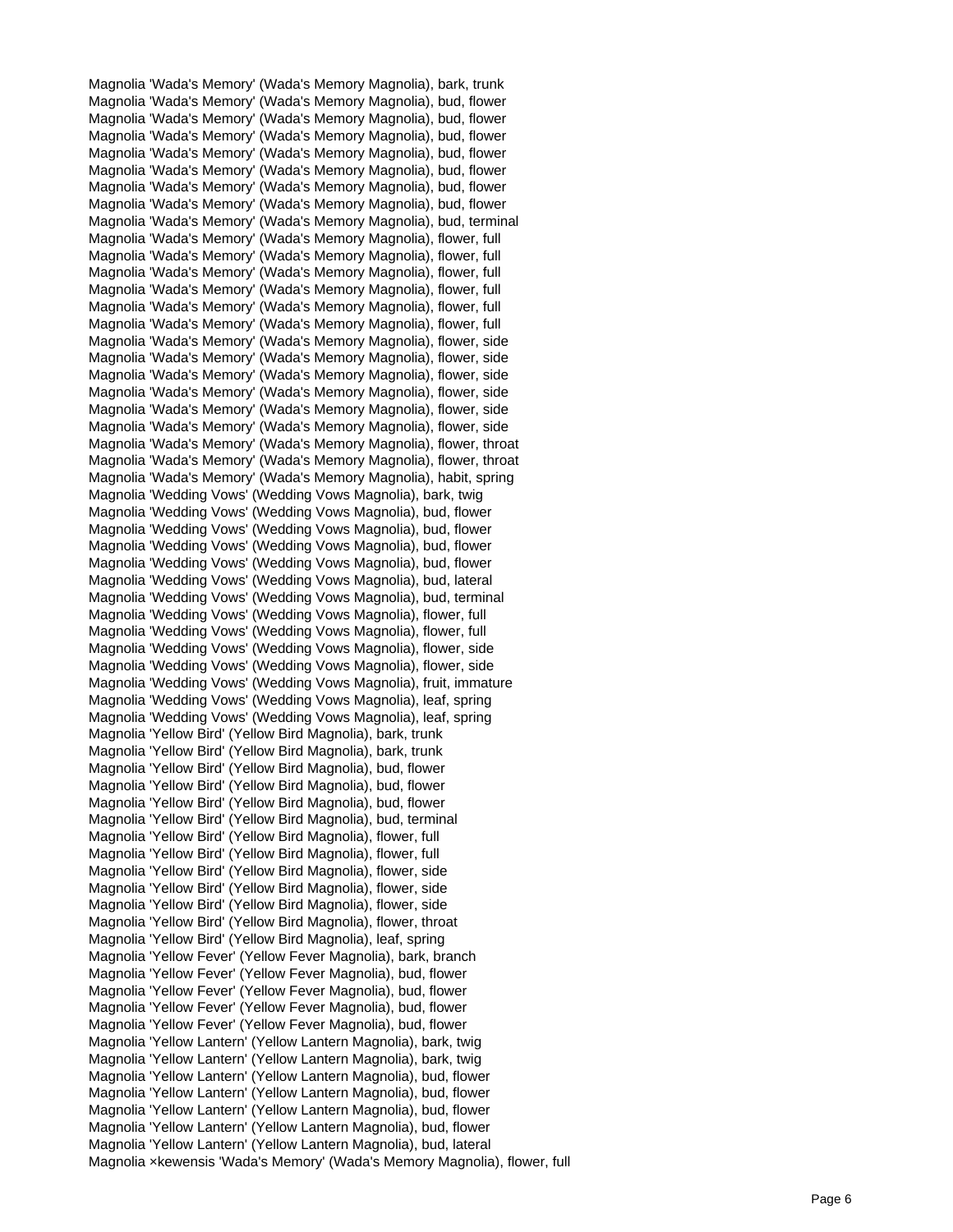Magnolia 'Wada's Memory' (Wada's Memory Magnolia), bark, trunk
Magnolia 'Wada's Memory' (Wada's Memory Magnolia), bud, flower
Magnolia 'Wada's Memory' (Wada's Memory Magnolia), bud, flower
Magnolia 'Wada's Memory' (Wada's Memory Magnolia), bud, flower
Magnolia 'Wada's Memory' (Wada's Memory Magnolia), bud, flower
Magnolia 'Wada's Memory' (Wada's Memory Magnolia), bud, flower
Magnolia 'Wada's Memory' (Wada's Memory Magnolia), bud, flower
Magnolia 'Wada's Memory' (Wada's Memory Magnolia), bud, flower
Magnolia 'Wada's Memory' (Wada's Memory Magnolia), bud, terminal
Magnolia 'Wada's Memory' (Wada's Memory Magnolia), flower, full
Magnolia 'Wada's Memory' (Wada's Memory Magnolia), flower, full
Magnolia 'Wada's Memory' (Wada's Memory Magnolia), flower, full
Magnolia 'Wada's Memory' (Wada's Memory Magnolia), flower, full
Magnolia 'Wada's Memory' (Wada's Memory Magnolia), flower, full
Magnolia 'Wada's Memory' (Wada's Memory Magnolia), flower, full
Magnolia 'Wada's Memory' (Wada's Memory Magnolia), flower, side
Magnolia 'Wada's Memory' (Wada's Memory Magnolia), flower, side
Magnolia 'Wada's Memory' (Wada's Memory Magnolia), flower, side
Magnolia 'Wada's Memory' (Wada's Memory Magnolia), flower, side
Magnolia 'Wada's Memory' (Wada's Memory Magnolia), flower, side
Magnolia 'Wada's Memory' (Wada's Memory Magnolia), flower, side
Magnolia 'Wada's Memory' (Wada's Memory Magnolia), flower, throat
Magnolia 'Wada's Memory' (Wada's Memory Magnolia), flower, throat
Magnolia 'Wada's Memory' (Wada's Memory Magnolia), habit, spring
Magnolia 'Wedding Vows' (Wedding Vows Magnolia), bark, twig
Magnolia 'Wedding Vows' (Wedding Vows Magnolia), bud, flower
Magnolia 'Wedding Vows' (Wedding Vows Magnolia), bud, flower
Magnolia 'Wedding Vows' (Wedding Vows Magnolia), bud, flower
Magnolia 'Wedding Vows' (Wedding Vows Magnolia), bud, flower
Magnolia 'Wedding Vows' (Wedding Vows Magnolia), bud, lateral
Magnolia 'Wedding Vows' (Wedding Vows Magnolia), bud, terminal
Magnolia 'Wedding Vows' (Wedding Vows Magnolia), flower, full
Magnolia 'Wedding Vows' (Wedding Vows Magnolia), flower, full
Magnolia 'Wedding Vows' (Wedding Vows Magnolia), flower, side
Magnolia 'Wedding Vows' (Wedding Vows Magnolia), flower, side
Magnolia 'Wedding Vows' (Wedding Vows Magnolia), fruit, immature
Magnolia 'Wedding Vows' (Wedding Vows Magnolia), leaf, spring
Magnolia 'Wedding Vows' (Wedding Vows Magnolia), leaf, spring
Magnolia 'Yellow Bird' (Yellow Bird Magnolia), bark, trunk
Magnolia 'Yellow Bird' (Yellow Bird Magnolia), bark, trunk
Magnolia 'Yellow Bird' (Yellow Bird Magnolia), bud, flower
Magnolia 'Yellow Bird' (Yellow Bird Magnolia), bud, flower
Magnolia 'Yellow Bird' (Yellow Bird Magnolia), bud, flower
Magnolia 'Yellow Bird' (Yellow Bird Magnolia), bud, terminal
Magnolia 'Yellow Bird' (Yellow Bird Magnolia), flower, full
Magnolia 'Yellow Bird' (Yellow Bird Magnolia), flower, full
Magnolia 'Yellow Bird' (Yellow Bird Magnolia), flower, side
Magnolia 'Yellow Bird' (Yellow Bird Magnolia), flower, side
Magnolia 'Yellow Bird' (Yellow Bird Magnolia), flower, side
Magnolia 'Yellow Bird' (Yellow Bird Magnolia), flower, throat
Magnolia 'Yellow Bird' (Yellow Bird Magnolia), leaf, spring
Magnolia 'Yellow Fever' (Yellow Fever Magnolia), bark, branch
Magnolia 'Yellow Fever' (Yellow Fever Magnolia), bud, flower
Magnolia 'Yellow Fever' (Yellow Fever Magnolia), bud, flower
Magnolia 'Yellow Fever' (Yellow Fever Magnolia), bud, flower
Magnolia 'Yellow Fever' (Yellow Fever Magnolia), bud, flower
Magnolia 'Yellow Lantern' (Yellow Lantern Magnolia), bark, twig
Magnolia 'Yellow Lantern' (Yellow Lantern Magnolia), bark, twig
Magnolia 'Yellow Lantern' (Yellow Lantern Magnolia), bud, flower
Magnolia 'Yellow Lantern' (Yellow Lantern Magnolia), bud, flower
Magnolia 'Yellow Lantern' (Yellow Lantern Magnolia), bud, flower
Magnolia 'Yellow Lantern' (Yellow Lantern Magnolia), bud, flower
Magnolia 'Yellow Lantern' (Yellow Lantern Magnolia), bud, lateral
Magnolia ×kewensis 'Wada's Memory' (Wada's Memory Magnolia), flower, full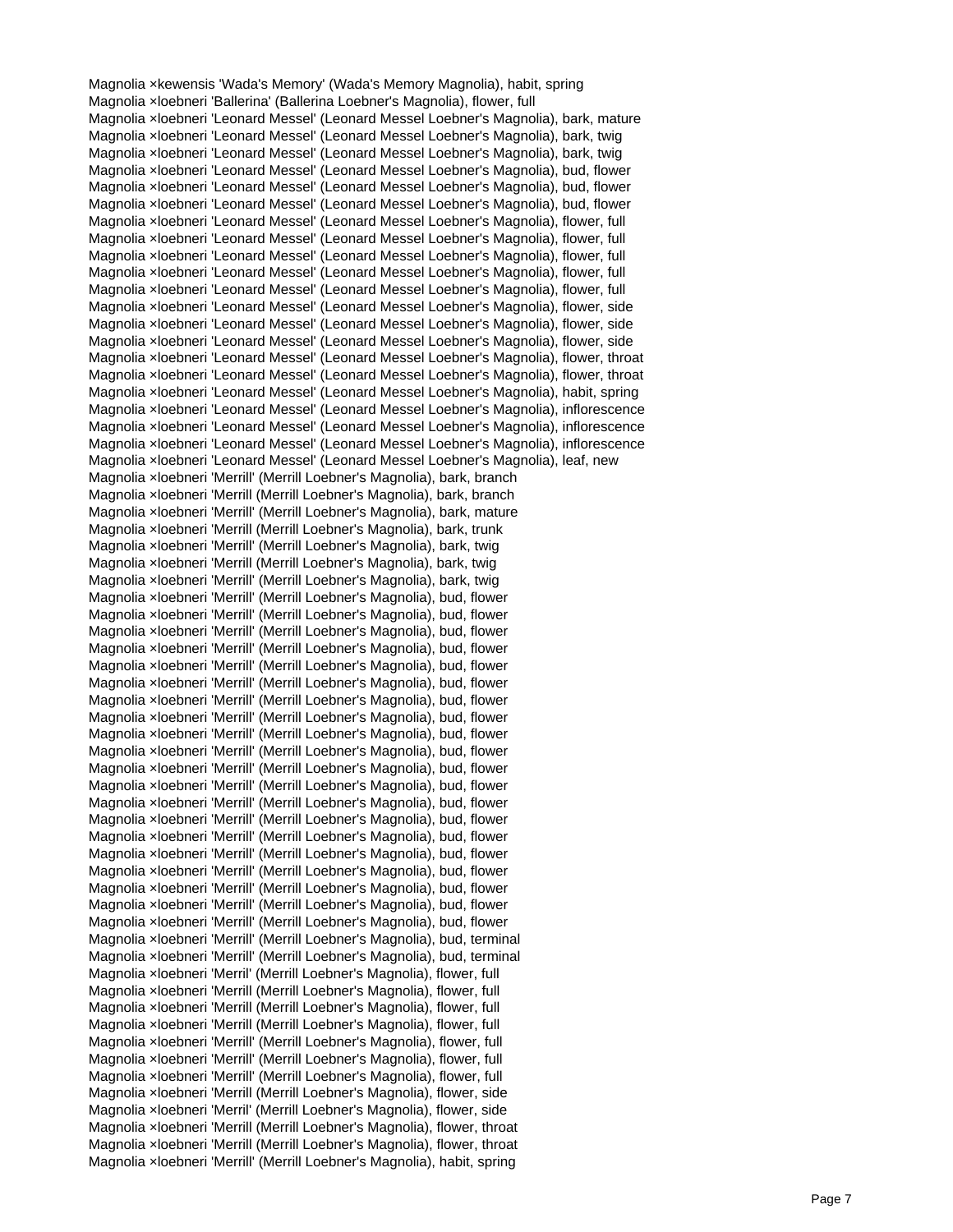Magnolia ×kewensis 'Wada's Memory' (Wada's Memory Magnolia), habit, spring
Magnolia ×loebneri 'Ballerina' (Ballerina Loebner's Magnolia), flower, full
Magnolia ×loebneri 'Leonard Messel' (Leonard Messel Loebner's Magnolia), bark, mature
Magnolia ×loebneri 'Leonard Messel' (Leonard Messel Loebner's Magnolia), bark, twig
Magnolia ×loebneri 'Leonard Messel' (Leonard Messel Loebner's Magnolia), bark, twig
Magnolia ×loebneri 'Leonard Messel' (Leonard Messel Loebner's Magnolia), bud, flower
Magnolia ×loebneri 'Leonard Messel' (Leonard Messel Loebner's Magnolia), bud, flower
Magnolia ×loebneri 'Leonard Messel' (Leonard Messel Loebner's Magnolia), bud, flower
Magnolia ×loebneri 'Leonard Messel' (Leonard Messel Loebner's Magnolia), flower, full
Magnolia ×loebneri 'Leonard Messel' (Leonard Messel Loebner's Magnolia), flower, full
Magnolia ×loebneri 'Leonard Messel' (Leonard Messel Loebner's Magnolia), flower, full
Magnolia ×loebneri 'Leonard Messel' (Leonard Messel Loebner's Magnolia), flower, full
Magnolia ×loebneri 'Leonard Messel' (Leonard Messel Loebner's Magnolia), flower, full
Magnolia ×loebneri 'Leonard Messel' (Leonard Messel Loebner's Magnolia), flower, side
Magnolia ×loebneri 'Leonard Messel' (Leonard Messel Loebner's Magnolia), flower, side
Magnolia ×loebneri 'Leonard Messel' (Leonard Messel Loebner's Magnolia), flower, side
Magnolia ×loebneri 'Leonard Messel' (Leonard Messel Loebner's Magnolia), flower, throat
Magnolia ×loebneri 'Leonard Messel' (Leonard Messel Loebner's Magnolia), flower, throat
Magnolia ×loebneri 'Leonard Messel' (Leonard Messel Loebner's Magnolia), habit, spring
Magnolia ×loebneri 'Leonard Messel' (Leonard Messel Loebner's Magnolia), inflorescence
Magnolia ×loebneri 'Leonard Messel' (Leonard Messel Loebner's Magnolia), inflorescence
Magnolia ×loebneri 'Leonard Messel' (Leonard Messel Loebner's Magnolia), inflorescence
Magnolia ×loebneri 'Leonard Messel' (Leonard Messel Loebner's Magnolia), leaf, new
Magnolia ×loebneri 'Merrill' (Merrill Loebner's Magnolia), bark, branch
Magnolia ×loebneri 'Merrill (Merrill Loebner's Magnolia), bark, branch
Magnolia ×loebneri 'Merrill' (Merrill Loebner's Magnolia), bark, mature
Magnolia ×loebneri 'Merrill (Merrill Loebner's Magnolia), bark, trunk
Magnolia ×loebneri 'Merrill' (Merrill Loebner's Magnolia), bark, twig
Magnolia ×loebneri 'Merrill (Merrill Loebner's Magnolia), bark, twig
Magnolia ×loebneri 'Merrill' (Merrill Loebner's Magnolia), bark, twig
Magnolia ×loebneri 'Merrill' (Merrill Loebner's Magnolia), bud, flower
Magnolia ×loebneri 'Merrill' (Merrill Loebner's Magnolia), bud, flower
Magnolia ×loebneri 'Merrill' (Merrill Loebner's Magnolia), bud, flower
Magnolia ×loebneri 'Merrill' (Merrill Loebner's Magnolia), bud, flower
Magnolia ×loebneri 'Merrill' (Merrill Loebner's Magnolia), bud, flower
Magnolia ×loebneri 'Merrill' (Merrill Loebner's Magnolia), bud, flower
Magnolia ×loebneri 'Merrill' (Merrill Loebner's Magnolia), bud, flower
Magnolia ×loebneri 'Merrill' (Merrill Loebner's Magnolia), bud, flower
Magnolia ×loebneri 'Merrill' (Merrill Loebner's Magnolia), bud, flower
Magnolia ×loebneri 'Merrill' (Merrill Loebner's Magnolia), bud, flower
Magnolia ×loebneri 'Merrill' (Merrill Loebner's Magnolia), bud, flower
Magnolia ×loebneri 'Merrill' (Merrill Loebner's Magnolia), bud, flower
Magnolia ×loebneri 'Merrill' (Merrill Loebner's Magnolia), bud, flower
Magnolia ×loebneri 'Merrill' (Merrill Loebner's Magnolia), bud, flower
Magnolia ×loebneri 'Merrill' (Merrill Loebner's Magnolia), bud, flower
Magnolia ×loebneri 'Merrill' (Merrill Loebner's Magnolia), bud, flower
Magnolia ×loebneri 'Merrill' (Merrill Loebner's Magnolia), bud, flower
Magnolia ×loebneri 'Merrill' (Merrill Loebner's Magnolia), bud, flower
Magnolia ×loebneri 'Merrill' (Merrill Loebner's Magnolia), bud, flower
Magnolia ×loebneri 'Merrill' (Merrill Loebner's Magnolia), bud, flower
Magnolia ×loebneri 'Merrill' (Merrill Loebner's Magnolia), bud, terminal
Magnolia ×loebneri 'Merrill' (Merrill Loebner's Magnolia), bud, terminal
Magnolia ×loebneri 'Merril' (Merrill Loebner's Magnolia), flower, full
Magnolia ×loebneri 'Merrill (Merrill Loebner's Magnolia), flower, full
Magnolia ×loebneri 'Merrill (Merrill Loebner's Magnolia), flower, full
Magnolia ×loebneri 'Merrill (Merrill Loebner's Magnolia), flower, full
Magnolia ×loebneri 'Merrill' (Merrill Loebner's Magnolia), flower, full
Magnolia ×loebneri 'Merrill' (Merrill Loebner's Magnolia), flower, full
Magnolia ×loebneri 'Merrill' (Merrill Loebner's Magnolia), flower, full
Magnolia ×loebneri 'Merrill (Merrill Loebner's Magnolia), flower, side
Magnolia ×loebneri 'Merril' (Merrill Loebner's Magnolia), flower, side
Magnolia ×loebneri 'Merrill (Merrill Loebner's Magnolia), flower, throat
Magnolia ×loebneri 'Merrill (Merrill Loebner's Magnolia), flower, throat
Magnolia ×loebneri 'Merrill' (Merrill Loebner's Magnolia), habit, spring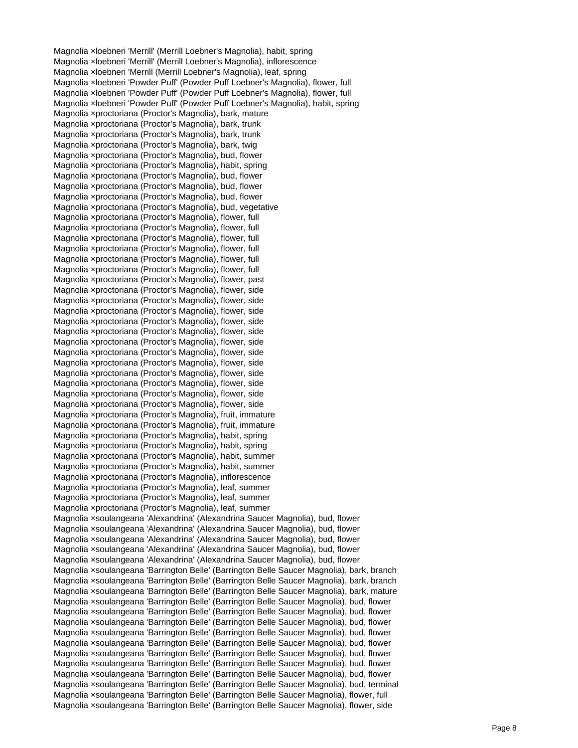Magnolia ×loebneri 'Merrill' (Merrill Loebner's Magnolia), habit, spring
Magnolia ×loebneri 'Merrill' (Merrill Loebner's Magnolia), inflorescence
Magnolia ×loebneri 'Merrill (Merrill Loebner's Magnolia), leaf, spring
Magnolia ×loebneri 'Powder Puff' (Powder Puff Loebner's Magnolia), flower, full
Magnolia ×loebneri 'Powder Puff' (Powder Puff Loebner's Magnolia), flower, full
Magnolia ×loebneri 'Powder Puff' (Powder Puff Loebner's Magnolia), habit, spring
Magnolia ×proctoriana (Proctor's Magnolia), bark, mature
Magnolia ×proctoriana (Proctor's Magnolia), bark, trunk
Magnolia ×proctoriana (Proctor's Magnolia), bark, trunk
Magnolia ×proctoriana (Proctor's Magnolia), bark, twig
Magnolia ×proctoriana (Proctor's Magnolia), bud, flower
Magnolia ×proctoriana (Proctor's Magnolia), habit, spring
Magnolia ×proctoriana (Proctor's Magnolia), bud, flower
Magnolia ×proctoriana (Proctor's Magnolia), bud, flower
Magnolia ×proctoriana (Proctor's Magnolia), bud, flower
Magnolia ×proctoriana (Proctor's Magnolia), bud, vegetative
Magnolia ×proctoriana (Proctor's Magnolia), flower, full
Magnolia ×proctoriana (Proctor's Magnolia), flower, full
Magnolia ×proctoriana (Proctor's Magnolia), flower, full
Magnolia ×proctoriana (Proctor's Magnolia), flower, full
Magnolia ×proctoriana (Proctor's Magnolia), flower, full
Magnolia ×proctoriana (Proctor's Magnolia), flower, full
Magnolia ×proctoriana (Proctor's Magnolia), flower, past
Magnolia ×proctoriana (Proctor's Magnolia), flower, side
Magnolia ×proctoriana (Proctor's Magnolia), flower, side
Magnolia ×proctoriana (Proctor's Magnolia), flower, side
Magnolia ×proctoriana (Proctor's Magnolia), flower, side
Magnolia ×proctoriana (Proctor's Magnolia), flower, side
Magnolia ×proctoriana (Proctor's Magnolia), flower, side
Magnolia ×proctoriana (Proctor's Magnolia), flower, side
Magnolia ×proctoriana (Proctor's Magnolia), flower, side
Magnolia ×proctoriana (Proctor's Magnolia), flower, side
Magnolia ×proctoriana (Proctor's Magnolia), flower, side
Magnolia ×proctoriana (Proctor's Magnolia), flower, side
Magnolia ×proctoriana (Proctor's Magnolia), flower, side
Magnolia ×proctoriana (Proctor's Magnolia), fruit, immature
Magnolia ×proctoriana (Proctor's Magnolia), fruit, immature
Magnolia ×proctoriana (Proctor's Magnolia), habit, spring
Magnolia ×proctoriana (Proctor's Magnolia), habit, spring
Magnolia ×proctoriana (Proctor's Magnolia), habit, summer
Magnolia ×proctoriana (Proctor's Magnolia), habit, summer
Magnolia ×proctoriana (Proctor's Magnolia), inflorescence
Magnolia ×proctoriana (Proctor's Magnolia), leaf, summer
Magnolia ×proctoriana (Proctor's Magnolia), leaf, summer
Magnolia ×proctoriana (Proctor's Magnolia), leaf, summer
Magnolia ×soulangeana 'Alexandrina' (Alexandrina Saucer Magnolia), bud, flower
Magnolia ×soulangeana 'Alexandrina' (Alexandrina Saucer Magnolia), bud, flower
Magnolia ×soulangeana 'Alexandrina' (Alexandrina Saucer Magnolia), bud, flower
Magnolia ×soulangeana 'Alexandrina' (Alexandrina Saucer Magnolia), bud, flower
Magnolia ×soulangeana 'Alexandrina' (Alexandrina Saucer Magnolia), bud, flower
Magnolia ×soulangeana 'Barrington Belle' (Barrington Belle Saucer Magnolia), bark, branch
Magnolia ×soulangeana 'Barrington Belle' (Barrington Belle Saucer Magnolia), bark, branch
Magnolia ×soulangeana 'Barrington Belle' (Barrington Belle Saucer Magnolia), bark, mature
Magnolia ×soulangeana 'Barrington Belle' (Barrington Belle Saucer Magnolia), bud, flower
Magnolia ×soulangeana 'Barrington Belle' (Barrington Belle Saucer Magnolia), bud, flower
Magnolia ×soulangeana 'Barrington Belle' (Barrington Belle Saucer Magnolia), bud, flower
Magnolia ×soulangeana 'Barrington Belle' (Barrington Belle Saucer Magnolia), bud, flower
Magnolia ×soulangeana 'Barrington Belle' (Barrington Belle Saucer Magnolia), bud, flower
Magnolia ×soulangeana 'Barrington Belle' (Barrington Belle Saucer Magnolia), bud, flower
Magnolia ×soulangeana 'Barrington Belle' (Barrington Belle Saucer Magnolia), bud, flower
Magnolia ×soulangeana 'Barrington Belle' (Barrington Belle Saucer Magnolia), bud, flower
Magnolia ×soulangeana 'Barrington Belle' (Barrington Belle Saucer Magnolia), bud, terminal
Magnolia ×soulangeana 'Barrington Belle' (Barrington Belle Saucer Magnolia), flower, full
Magnolia ×soulangeana 'Barrington Belle' (Barrington Belle Saucer Magnolia), flower, side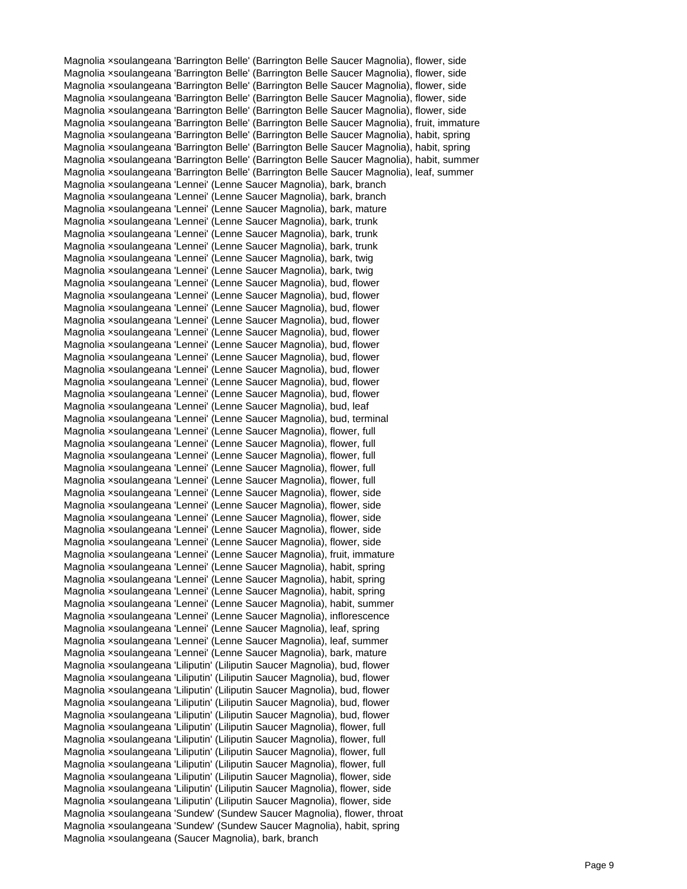Magnolia ×soulangeana 'Barrington Belle' (Barrington Belle Saucer Magnolia), flower, side
Magnolia ×soulangeana 'Barrington Belle' (Barrington Belle Saucer Magnolia), flower, side
Magnolia ×soulangeana 'Barrington Belle' (Barrington Belle Saucer Magnolia), flower, side
Magnolia ×soulangeana 'Barrington Belle' (Barrington Belle Saucer Magnolia), flower, side
Magnolia ×soulangeana 'Barrington Belle' (Barrington Belle Saucer Magnolia), flower, side
Magnolia ×soulangeana 'Barrington Belle' (Barrington Belle Saucer Magnolia), fruit, immature
Magnolia ×soulangeana 'Barrington Belle' (Barrington Belle Saucer Magnolia), habit, spring
Magnolia ×soulangeana 'Barrington Belle' (Barrington Belle Saucer Magnolia), habit, spring
Magnolia ×soulangeana 'Barrington Belle' (Barrington Belle Saucer Magnolia), habit, summer
Magnolia ×soulangeana 'Barrington Belle' (Barrington Belle Saucer Magnolia), leaf, summer
Magnolia ×soulangeana 'Lennei' (Lenne Saucer Magnolia), bark, branch
Magnolia ×soulangeana 'Lennei' (Lenne Saucer Magnolia), bark, branch
Magnolia ×soulangeana 'Lennei' (Lenne Saucer Magnolia), bark, mature
Magnolia ×soulangeana 'Lennei' (Lenne Saucer Magnolia), bark, trunk
Magnolia ×soulangeana 'Lennei' (Lenne Saucer Magnolia), bark, trunk
Magnolia ×soulangeana 'Lennei' (Lenne Saucer Magnolia), bark, trunk
Magnolia ×soulangeana 'Lennei' (Lenne Saucer Magnolia), bark, twig
Magnolia ×soulangeana 'Lennei' (Lenne Saucer Magnolia), bark, twig
Magnolia ×soulangeana 'Lennei' (Lenne Saucer Magnolia), bud, flower
Magnolia ×soulangeana 'Lennei' (Lenne Saucer Magnolia), bud, flower
Magnolia ×soulangeana 'Lennei' (Lenne Saucer Magnolia), bud, flower
Magnolia ×soulangeana 'Lennei' (Lenne Saucer Magnolia), bud, flower
Magnolia ×soulangeana 'Lennei' (Lenne Saucer Magnolia), bud, flower
Magnolia ×soulangeana 'Lennei' (Lenne Saucer Magnolia), bud, flower
Magnolia ×soulangeana 'Lennei' (Lenne Saucer Magnolia), bud, flower
Magnolia ×soulangeana 'Lennei' (Lenne Saucer Magnolia), bud, flower
Magnolia ×soulangeana 'Lennei' (Lenne Saucer Magnolia), bud, flower
Magnolia ×soulangeana 'Lennei' (Lenne Saucer Magnolia), bud, flower
Magnolia ×soulangeana 'Lennei' (Lenne Saucer Magnolia), bud, leaf
Magnolia ×soulangeana 'Lennei' (Lenne Saucer Magnolia), bud, terminal
Magnolia ×soulangeana 'Lennei' (Lenne Saucer Magnolia), flower, full
Magnolia ×soulangeana 'Lennei' (Lenne Saucer Magnolia), flower, full
Magnolia ×soulangeana 'Lennei' (Lenne Saucer Magnolia), flower, full
Magnolia ×soulangeana 'Lennei' (Lenne Saucer Magnolia), flower, full
Magnolia ×soulangeana 'Lennei' (Lenne Saucer Magnolia), flower, full
Magnolia ×soulangeana 'Lennei' (Lenne Saucer Magnolia), flower, side
Magnolia ×soulangeana 'Lennei' (Lenne Saucer Magnolia), flower, side
Magnolia ×soulangeana 'Lennei' (Lenne Saucer Magnolia), flower, side
Magnolia ×soulangeana 'Lennei' (Lenne Saucer Magnolia), flower, side
Magnolia ×soulangeana 'Lennei' (Lenne Saucer Magnolia), flower, side
Magnolia ×soulangeana 'Lennei' (Lenne Saucer Magnolia), fruit, immature
Magnolia ×soulangeana 'Lennei' (Lenne Saucer Magnolia), habit, spring
Magnolia ×soulangeana 'Lennei' (Lenne Saucer Magnolia), habit, spring
Magnolia ×soulangeana 'Lennei' (Lenne Saucer Magnolia), habit, spring
Magnolia ×soulangeana 'Lennei' (Lenne Saucer Magnolia), habit, summer
Magnolia ×soulangeana 'Lennei' (Lenne Saucer Magnolia), inflorescence
Magnolia ×soulangeana 'Lennei' (Lenne Saucer Magnolia), leaf, spring
Magnolia ×soulangeana 'Lennei' (Lenne Saucer Magnolia), leaf, summer
Magnolia ×soulangeana 'Lennei' (Lenne Saucer Magnolia), bark, mature
Magnolia ×soulangeana 'Liliputin' (Liliputin Saucer Magnolia), bud, flower
Magnolia ×soulangeana 'Liliputin' (Liliputin Saucer Magnolia), bud, flower
Magnolia ×soulangeana 'Liliputin' (Liliputin Saucer Magnolia), bud, flower
Magnolia ×soulangeana 'Liliputin' (Liliputin Saucer Magnolia), bud, flower
Magnolia ×soulangeana 'Liliputin' (Liliputin Saucer Magnolia), bud, flower
Magnolia ×soulangeana 'Liliputin' (Liliputin Saucer Magnolia), flower, full
Magnolia ×soulangeana 'Liliputin' (Liliputin Saucer Magnolia), flower, full
Magnolia ×soulangeana 'Liliputin' (Liliputin Saucer Magnolia), flower, full
Magnolia ×soulangeana 'Liliputin' (Liliputin Saucer Magnolia), flower, full
Magnolia ×soulangeana 'Liliputin' (Liliputin Saucer Magnolia), flower, side
Magnolia ×soulangeana 'Liliputin' (Liliputin Saucer Magnolia), flower, side
Magnolia ×soulangeana 'Liliputin' (Liliputin Saucer Magnolia), flower, side
Magnolia ×soulangeana 'Sundew' (Sundew Saucer Magnolia), flower, throat
Magnolia ×soulangeana 'Sundew' (Sundew Saucer Magnolia), habit, spring
Magnolia ×soulangeana (Saucer Magnolia), bark, branch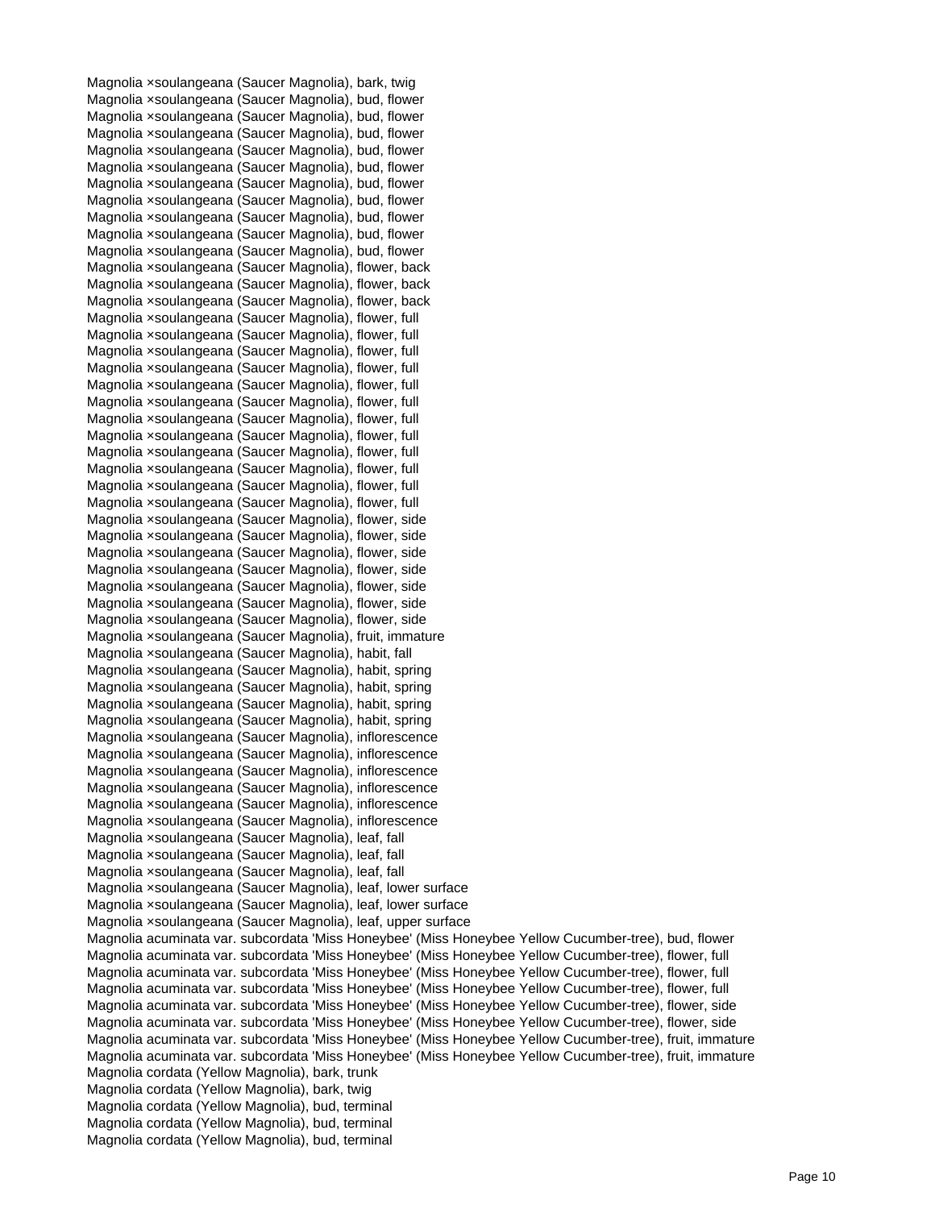Magnolia ×soulangeana (Saucer Magnolia), bark, twig
Magnolia ×soulangeana (Saucer Magnolia), bud, flower
Magnolia ×soulangeana (Saucer Magnolia), bud, flower
Magnolia ×soulangeana (Saucer Magnolia), bud, flower
Magnolia ×soulangeana (Saucer Magnolia), bud, flower
Magnolia ×soulangeana (Saucer Magnolia), bud, flower
Magnolia ×soulangeana (Saucer Magnolia), bud, flower
Magnolia ×soulangeana (Saucer Magnolia), bud, flower
Magnolia ×soulangeana (Saucer Magnolia), bud, flower
Magnolia ×soulangeana (Saucer Magnolia), bud, flower
Magnolia ×soulangeana (Saucer Magnolia), bud, flower
Magnolia ×soulangeana (Saucer Magnolia), flower, back
Magnolia ×soulangeana (Saucer Magnolia), flower, back
Magnolia ×soulangeana (Saucer Magnolia), flower, back
Magnolia ×soulangeana (Saucer Magnolia), flower, full
Magnolia ×soulangeana (Saucer Magnolia), flower, full
Magnolia ×soulangeana (Saucer Magnolia), flower, full
Magnolia ×soulangeana (Saucer Magnolia), flower, full
Magnolia ×soulangeana (Saucer Magnolia), flower, full
Magnolia ×soulangeana (Saucer Magnolia), flower, full
Magnolia ×soulangeana (Saucer Magnolia), flower, full
Magnolia ×soulangeana (Saucer Magnolia), flower, full
Magnolia ×soulangeana (Saucer Magnolia), flower, full
Magnolia ×soulangeana (Saucer Magnolia), flower, full
Magnolia ×soulangeana (Saucer Magnolia), flower, full
Magnolia ×soulangeana (Saucer Magnolia), flower, full
Magnolia ×soulangeana (Saucer Magnolia), flower, side
Magnolia ×soulangeana (Saucer Magnolia), flower, side
Magnolia ×soulangeana (Saucer Magnolia), flower, side
Magnolia ×soulangeana (Saucer Magnolia), flower, side
Magnolia ×soulangeana (Saucer Magnolia), flower, side
Magnolia ×soulangeana (Saucer Magnolia), flower, side
Magnolia ×soulangeana (Saucer Magnolia), flower, side
Magnolia ×soulangeana (Saucer Magnolia), fruit, immature
Magnolia ×soulangeana (Saucer Magnolia), habit, fall
Magnolia ×soulangeana (Saucer Magnolia), habit, spring
Magnolia ×soulangeana (Saucer Magnolia), habit, spring
Magnolia ×soulangeana (Saucer Magnolia), habit, spring
Magnolia ×soulangeana (Saucer Magnolia), habit, spring
Magnolia ×soulangeana (Saucer Magnolia), inflorescence
Magnolia ×soulangeana (Saucer Magnolia), inflorescence
Magnolia ×soulangeana (Saucer Magnolia), inflorescence
Magnolia ×soulangeana (Saucer Magnolia), inflorescence
Magnolia ×soulangeana (Saucer Magnolia), inflorescence
Magnolia ×soulangeana (Saucer Magnolia), inflorescence
Magnolia ×soulangeana (Saucer Magnolia), leaf, fall
Magnolia ×soulangeana (Saucer Magnolia), leaf, fall
Magnolia ×soulangeana (Saucer Magnolia), leaf, fall
Magnolia ×soulangeana (Saucer Magnolia), leaf, lower surface
Magnolia ×soulangeana (Saucer Magnolia), leaf, lower surface
Magnolia ×soulangeana (Saucer Magnolia), leaf, upper surface
Magnolia acuminata var. subcordata 'Miss Honeybee' (Miss Honeybee Yellow Cucumber-tree), bud, flower
Magnolia acuminata var. subcordata 'Miss Honeybee' (Miss Honeybee Yellow Cucumber-tree), flower, full
Magnolia acuminata var. subcordata 'Miss Honeybee' (Miss Honeybee Yellow Cucumber-tree), flower, full
Magnolia acuminata var. subcordata 'Miss Honeybee' (Miss Honeybee Yellow Cucumber-tree), flower, full
Magnolia acuminata var. subcordata 'Miss Honeybee' (Miss Honeybee Yellow Cucumber-tree), flower, side
Magnolia acuminata var. subcordata 'Miss Honeybee' (Miss Honeybee Yellow Cucumber-tree), flower, side
Magnolia acuminata var. subcordata 'Miss Honeybee' (Miss Honeybee Yellow Cucumber-tree), fruit, immature
Magnolia acuminata var. subcordata 'Miss Honeybee' (Miss Honeybee Yellow Cucumber-tree), fruit, immature
Magnolia cordata (Yellow Magnolia), bark, trunk
Magnolia cordata (Yellow Magnolia), bark, twig
Magnolia cordata (Yellow Magnolia), bud, terminal
Magnolia cordata (Yellow Magnolia), bud, terminal
Magnolia cordata (Yellow Magnolia), bud, terminal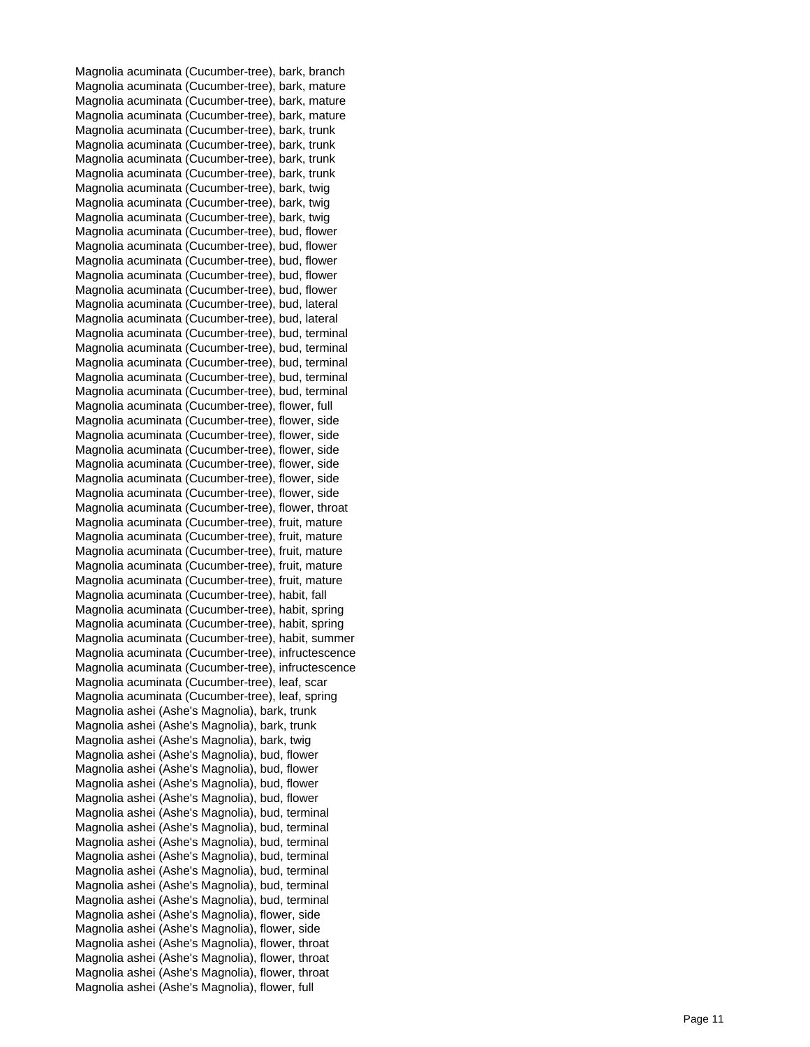Magnolia acuminata (Cucumber-tree), bark, branch
Magnolia acuminata (Cucumber-tree), bark, mature
Magnolia acuminata (Cucumber-tree), bark, mature
Magnolia acuminata (Cucumber-tree), bark, mature
Magnolia acuminata (Cucumber-tree), bark, trunk
Magnolia acuminata (Cucumber-tree), bark, trunk
Magnolia acuminata (Cucumber-tree), bark, trunk
Magnolia acuminata (Cucumber-tree), bark, trunk
Magnolia acuminata (Cucumber-tree), bark, twig
Magnolia acuminata (Cucumber-tree), bark, twig
Magnolia acuminata (Cucumber-tree), bark, twig
Magnolia acuminata (Cucumber-tree), bud, flower
Magnolia acuminata (Cucumber-tree), bud, flower
Magnolia acuminata (Cucumber-tree), bud, flower
Magnolia acuminata (Cucumber-tree), bud, flower
Magnolia acuminata (Cucumber-tree), bud, flower
Magnolia acuminata (Cucumber-tree), bud, lateral
Magnolia acuminata (Cucumber-tree), bud, lateral
Magnolia acuminata (Cucumber-tree), bud, terminal
Magnolia acuminata (Cucumber-tree), bud, terminal
Magnolia acuminata (Cucumber-tree), bud, terminal
Magnolia acuminata (Cucumber-tree), bud, terminal
Magnolia acuminata (Cucumber-tree), bud, terminal
Magnolia acuminata (Cucumber-tree), flower, full
Magnolia acuminata (Cucumber-tree), flower, side
Magnolia acuminata (Cucumber-tree), flower, side
Magnolia acuminata (Cucumber-tree), flower, side
Magnolia acuminata (Cucumber-tree), flower, side
Magnolia acuminata (Cucumber-tree), flower, side
Magnolia acuminata (Cucumber-tree), flower, side
Magnolia acuminata (Cucumber-tree), flower, throat
Magnolia acuminata (Cucumber-tree), fruit, mature
Magnolia acuminata (Cucumber-tree), fruit, mature
Magnolia acuminata (Cucumber-tree), fruit, mature
Magnolia acuminata (Cucumber-tree), fruit, mature
Magnolia acuminata (Cucumber-tree), fruit, mature
Magnolia acuminata (Cucumber-tree), habit, fall
Magnolia acuminata (Cucumber-tree), habit, spring
Magnolia acuminata (Cucumber-tree), habit, spring
Magnolia acuminata (Cucumber-tree), habit, summer
Magnolia acuminata (Cucumber-tree), infructescence
Magnolia acuminata (Cucumber-tree), infructescence
Magnolia acuminata (Cucumber-tree), leaf, scar
Magnolia acuminata (Cucumber-tree), leaf, spring
Magnolia ashei (Ashe's Magnolia), bark, trunk
Magnolia ashei (Ashe's Magnolia), bark, trunk
Magnolia ashei (Ashe's Magnolia), bark, twig
Magnolia ashei (Ashe's Magnolia), bud, flower
Magnolia ashei (Ashe's Magnolia), bud, flower
Magnolia ashei (Ashe's Magnolia), bud, flower
Magnolia ashei (Ashe's Magnolia), bud, flower
Magnolia ashei (Ashe's Magnolia), bud, terminal
Magnolia ashei (Ashe's Magnolia), bud, terminal
Magnolia ashei (Ashe's Magnolia), bud, terminal
Magnolia ashei (Ashe's Magnolia), bud, terminal
Magnolia ashei (Ashe's Magnolia), bud, terminal
Magnolia ashei (Ashe's Magnolia), bud, terminal
Magnolia ashei (Ashe's Magnolia), bud, terminal
Magnolia ashei (Ashe's Magnolia), flower, side
Magnolia ashei (Ashe's Magnolia), flower, side
Magnolia ashei (Ashe's Magnolia), flower, throat
Magnolia ashei (Ashe's Magnolia), flower, throat
Magnolia ashei (Ashe's Magnolia), flower, throat
Magnolia ashei (Ashe's Magnolia), flower, full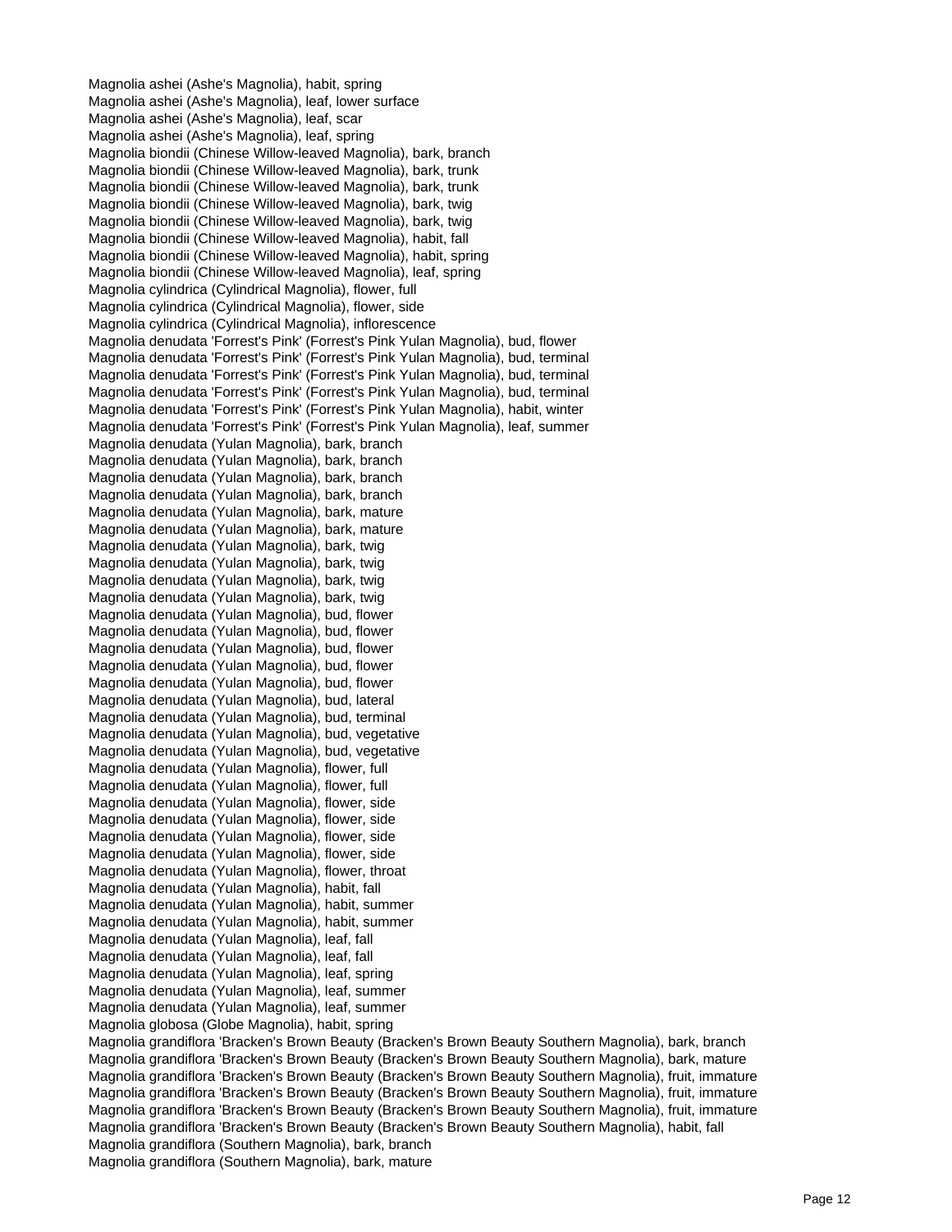Magnolia ashei (Ashe's Magnolia), habit, spring
Magnolia ashei (Ashe's Magnolia), leaf, lower surface
Magnolia ashei (Ashe's Magnolia), leaf, scar
Magnolia ashei (Ashe's Magnolia), leaf, spring
Magnolia biondii (Chinese Willow-leaved Magnolia), bark, branch
Magnolia biondii (Chinese Willow-leaved Magnolia), bark, trunk
Magnolia biondii (Chinese Willow-leaved Magnolia), bark, trunk
Magnolia biondii (Chinese Willow-leaved Magnolia), bark, twig
Magnolia biondii (Chinese Willow-leaved Magnolia), bark, twig
Magnolia biondii (Chinese Willow-leaved Magnolia), habit, fall
Magnolia biondii (Chinese Willow-leaved Magnolia), habit, spring
Magnolia biondii (Chinese Willow-leaved Magnolia), leaf, spring
Magnolia cylindrica (Cylindrical Magnolia), flower, full
Magnolia cylindrica (Cylindrical Magnolia), flower, side
Magnolia cylindrica (Cylindrical Magnolia), inflorescence
Magnolia denudata 'Forrest's Pink' (Forrest's Pink Yulan Magnolia), bud, flower
Magnolia denudata 'Forrest's Pink' (Forrest's Pink Yulan Magnolia), bud, terminal
Magnolia denudata 'Forrest's Pink' (Forrest's Pink Yulan Magnolia), bud, terminal
Magnolia denudata 'Forrest's Pink' (Forrest's Pink Yulan Magnolia), bud, terminal
Magnolia denudata 'Forrest's Pink' (Forrest's Pink Yulan Magnolia), habit, winter
Magnolia denudata 'Forrest's Pink' (Forrest's Pink Yulan Magnolia), leaf, summer
Magnolia denudata (Yulan Magnolia), bark, branch
Magnolia denudata (Yulan Magnolia), bark, branch
Magnolia denudata (Yulan Magnolia), bark, branch
Magnolia denudata (Yulan Magnolia), bark, branch
Magnolia denudata (Yulan Magnolia), bark, mature
Magnolia denudata (Yulan Magnolia), bark, mature
Magnolia denudata (Yulan Magnolia), bark, twig
Magnolia denudata (Yulan Magnolia), bark, twig
Magnolia denudata (Yulan Magnolia), bark, twig
Magnolia denudata (Yulan Magnolia), bark, twig
Magnolia denudata (Yulan Magnolia), bud, flower
Magnolia denudata (Yulan Magnolia), bud, flower
Magnolia denudata (Yulan Magnolia), bud, flower
Magnolia denudata (Yulan Magnolia), bud, flower
Magnolia denudata (Yulan Magnolia), bud, flower
Magnolia denudata (Yulan Magnolia), bud, lateral
Magnolia denudata (Yulan Magnolia), bud, terminal
Magnolia denudata (Yulan Magnolia), bud, vegetative
Magnolia denudata (Yulan Magnolia), bud, vegetative
Magnolia denudata (Yulan Magnolia), flower, full
Magnolia denudata (Yulan Magnolia), flower, full
Magnolia denudata (Yulan Magnolia), flower, side
Magnolia denudata (Yulan Magnolia), flower, side
Magnolia denudata (Yulan Magnolia), flower, side
Magnolia denudata (Yulan Magnolia), flower, side
Magnolia denudata (Yulan Magnolia), flower, throat
Magnolia denudata (Yulan Magnolia), habit, fall
Magnolia denudata (Yulan Magnolia), habit, summer
Magnolia denudata (Yulan Magnolia), habit, summer
Magnolia denudata (Yulan Magnolia), leaf, fall
Magnolia denudata (Yulan Magnolia), leaf, fall
Magnolia denudata (Yulan Magnolia), leaf, spring
Magnolia denudata (Yulan Magnolia), leaf, summer
Magnolia denudata (Yulan Magnolia), leaf, summer
Magnolia globosa (Globe Magnolia), habit, spring
Magnolia grandiflora 'Bracken's Brown Beauty (Bracken's Brown Beauty Southern Magnolia), bark, branch
Magnolia grandiflora 'Bracken's Brown Beauty (Bracken's Brown Beauty Southern Magnolia), bark, mature
Magnolia grandiflora 'Bracken's Brown Beauty (Bracken's Brown Beauty Southern Magnolia), fruit, immature
Magnolia grandiflora 'Bracken's Brown Beauty (Bracken's Brown Beauty Southern Magnolia), fruit, immature
Magnolia grandiflora 'Bracken's Brown Beauty (Bracken's Brown Beauty Southern Magnolia), fruit, immature
Magnolia grandiflora 'Bracken's Brown Beauty (Bracken's Brown Beauty Southern Magnolia), habit, fall
Magnolia grandiflora (Southern Magnolia), bark, branch
Magnolia grandiflora (Southern Magnolia), bark, mature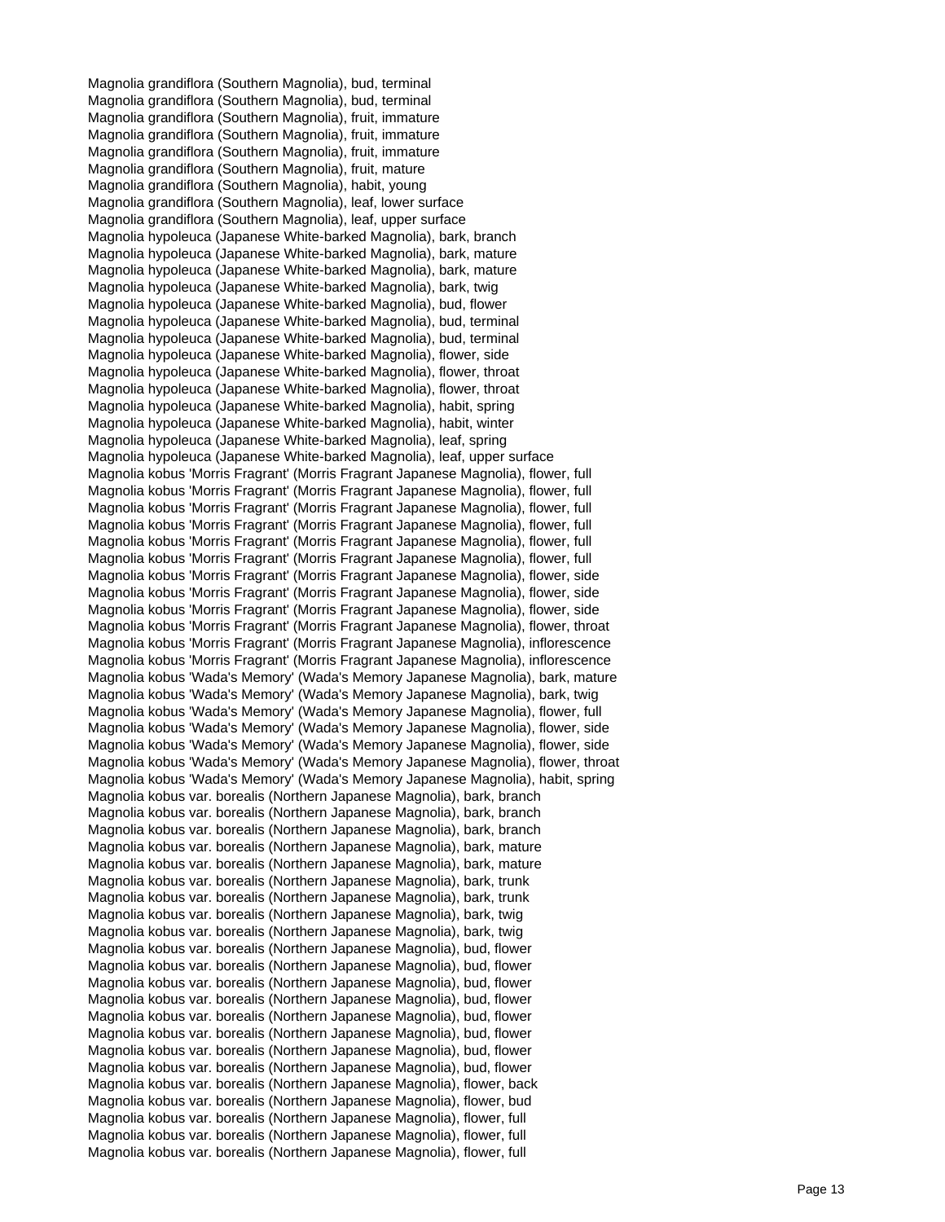Magnolia grandiflora (Southern Magnolia), bud, terminal
Magnolia grandiflora (Southern Magnolia), bud, terminal
Magnolia grandiflora (Southern Magnolia), fruit, immature
Magnolia grandiflora (Southern Magnolia), fruit, immature
Magnolia grandiflora (Southern Magnolia), fruit, immature
Magnolia grandiflora (Southern Magnolia), fruit, mature
Magnolia grandiflora (Southern Magnolia), habit, young
Magnolia grandiflora (Southern Magnolia), leaf, lower surface
Magnolia grandiflora (Southern Magnolia), leaf, upper surface
Magnolia hypoleuca (Japanese White-barked Magnolia), bark, branch
Magnolia hypoleuca (Japanese White-barked Magnolia), bark, mature
Magnolia hypoleuca (Japanese White-barked Magnolia), bark, mature
Magnolia hypoleuca (Japanese White-barked Magnolia), bark, twig
Magnolia hypoleuca (Japanese White-barked Magnolia), bud, flower
Magnolia hypoleuca (Japanese White-barked Magnolia), bud, terminal
Magnolia hypoleuca (Japanese White-barked Magnolia), bud, terminal
Magnolia hypoleuca (Japanese White-barked Magnolia), flower, side
Magnolia hypoleuca (Japanese White-barked Magnolia), flower, throat
Magnolia hypoleuca (Japanese White-barked Magnolia), flower, throat
Magnolia hypoleuca (Japanese White-barked Magnolia), habit, spring
Magnolia hypoleuca (Japanese White-barked Magnolia), habit, winter
Magnolia hypoleuca (Japanese White-barked Magnolia), leaf, spring
Magnolia hypoleuca (Japanese White-barked Magnolia), leaf, upper surface
Magnolia kobus 'Morris Fragrant' (Morris Fragrant Japanese Magnolia), flower, full
Magnolia kobus 'Morris Fragrant' (Morris Fragrant Japanese Magnolia), flower, full
Magnolia kobus 'Morris Fragrant' (Morris Fragrant Japanese Magnolia), flower, full
Magnolia kobus 'Morris Fragrant' (Morris Fragrant Japanese Magnolia), flower, full
Magnolia kobus 'Morris Fragrant' (Morris Fragrant Japanese Magnolia), flower, full
Magnolia kobus 'Morris Fragrant' (Morris Fragrant Japanese Magnolia), flower, full
Magnolia kobus 'Morris Fragrant' (Morris Fragrant Japanese Magnolia), flower, side
Magnolia kobus 'Morris Fragrant' (Morris Fragrant Japanese Magnolia), flower, side
Magnolia kobus 'Morris Fragrant' (Morris Fragrant Japanese Magnolia), flower, side
Magnolia kobus 'Morris Fragrant' (Morris Fragrant Japanese Magnolia), flower, throat
Magnolia kobus 'Morris Fragrant' (Morris Fragrant Japanese Magnolia), inflorescence
Magnolia kobus 'Morris Fragrant' (Morris Fragrant Japanese Magnolia), inflorescence
Magnolia kobus 'Wada's Memory' (Wada's Memory Japanese Magnolia), bark, mature
Magnolia kobus 'Wada's Memory' (Wada's Memory Japanese Magnolia), bark, twig
Magnolia kobus 'Wada's Memory' (Wada's Memory Japanese Magnolia), flower, full
Magnolia kobus 'Wada's Memory' (Wada's Memory Japanese Magnolia), flower, side
Magnolia kobus 'Wada's Memory' (Wada's Memory Japanese Magnolia), flower, side
Magnolia kobus 'Wada's Memory' (Wada's Memory Japanese Magnolia), flower, throat
Magnolia kobus 'Wada's Memory' (Wada's Memory Japanese Magnolia), habit, spring
Magnolia kobus var. borealis (Northern Japanese Magnolia), bark, branch
Magnolia kobus var. borealis (Northern Japanese Magnolia), bark, branch
Magnolia kobus var. borealis (Northern Japanese Magnolia), bark, branch
Magnolia kobus var. borealis (Northern Japanese Magnolia), bark, mature
Magnolia kobus var. borealis (Northern Japanese Magnolia), bark, mature
Magnolia kobus var. borealis (Northern Japanese Magnolia), bark, trunk
Magnolia kobus var. borealis (Northern Japanese Magnolia), bark, trunk
Magnolia kobus var. borealis (Northern Japanese Magnolia), bark, twig
Magnolia kobus var. borealis (Northern Japanese Magnolia), bark, twig
Magnolia kobus var. borealis (Northern Japanese Magnolia), bud, flower
Magnolia kobus var. borealis (Northern Japanese Magnolia), bud, flower
Magnolia kobus var. borealis (Northern Japanese Magnolia), bud, flower
Magnolia kobus var. borealis (Northern Japanese Magnolia), bud, flower
Magnolia kobus var. borealis (Northern Japanese Magnolia), bud, flower
Magnolia kobus var. borealis (Northern Japanese Magnolia), bud, flower
Magnolia kobus var. borealis (Northern Japanese Magnolia), bud, flower
Magnolia kobus var. borealis (Northern Japanese Magnolia), bud, flower
Magnolia kobus var. borealis (Northern Japanese Magnolia), flower, back
Magnolia kobus var. borealis (Northern Japanese Magnolia), flower, bud
Magnolia kobus var. borealis (Northern Japanese Magnolia), flower, full
Magnolia kobus var. borealis (Northern Japanese Magnolia), flower, full
Magnolia kobus var. borealis (Northern Japanese Magnolia), flower, full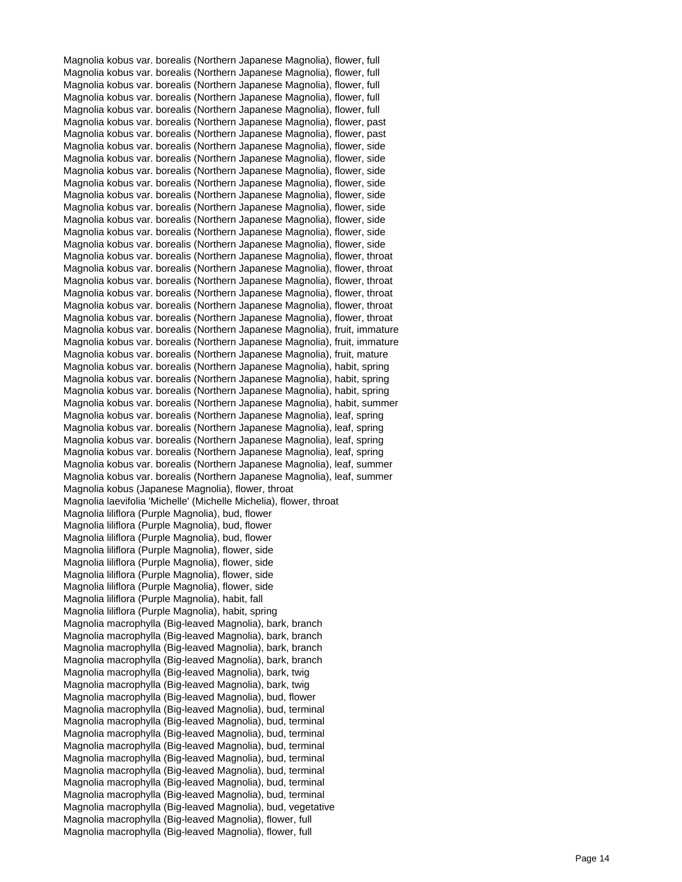Magnolia kobus var. borealis (Northern Japanese Magnolia), flower, full
Magnolia kobus var. borealis (Northern Japanese Magnolia), flower, full
Magnolia kobus var. borealis (Northern Japanese Magnolia), flower, full
Magnolia kobus var. borealis (Northern Japanese Magnolia), flower, full
Magnolia kobus var. borealis (Northern Japanese Magnolia), flower, full
Magnolia kobus var. borealis (Northern Japanese Magnolia), flower, past
Magnolia kobus var. borealis (Northern Japanese Magnolia), flower, past
Magnolia kobus var. borealis (Northern Japanese Magnolia), flower, side
Magnolia kobus var. borealis (Northern Japanese Magnolia), flower, side
Magnolia kobus var. borealis (Northern Japanese Magnolia), flower, side
Magnolia kobus var. borealis (Northern Japanese Magnolia), flower, side
Magnolia kobus var. borealis (Northern Japanese Magnolia), flower, side
Magnolia kobus var. borealis (Northern Japanese Magnolia), flower, side
Magnolia kobus var. borealis (Northern Japanese Magnolia), flower, side
Magnolia kobus var. borealis (Northern Japanese Magnolia), flower, side
Magnolia kobus var. borealis (Northern Japanese Magnolia), flower, side
Magnolia kobus var. borealis (Northern Japanese Magnolia), flower, throat
Magnolia kobus var. borealis (Northern Japanese Magnolia), flower, throat
Magnolia kobus var. borealis (Northern Japanese Magnolia), flower, throat
Magnolia kobus var. borealis (Northern Japanese Magnolia), flower, throat
Magnolia kobus var. borealis (Northern Japanese Magnolia), flower, throat
Magnolia kobus var. borealis (Northern Japanese Magnolia), flower, throat
Magnolia kobus var. borealis (Northern Japanese Magnolia), fruit, immature
Magnolia kobus var. borealis (Northern Japanese Magnolia), fruit, immature
Magnolia kobus var. borealis (Northern Japanese Magnolia), fruit, mature
Magnolia kobus var. borealis (Northern Japanese Magnolia), habit, spring
Magnolia kobus var. borealis (Northern Japanese Magnolia), habit, spring
Magnolia kobus var. borealis (Northern Japanese Magnolia), habit, spring
Magnolia kobus var. borealis (Northern Japanese Magnolia), habit, summer
Magnolia kobus var. borealis (Northern Japanese Magnolia), leaf, spring
Magnolia kobus var. borealis (Northern Japanese Magnolia), leaf, spring
Magnolia kobus var. borealis (Northern Japanese Magnolia), leaf, spring
Magnolia kobus var. borealis (Northern Japanese Magnolia), leaf, spring
Magnolia kobus var. borealis (Northern Japanese Magnolia), leaf, summer
Magnolia kobus var. borealis (Northern Japanese Magnolia), leaf, summer
Magnolia kobus (Japanese Magnolia), flower, throat
Magnolia laevifolia 'Michelle' (Michelle Michelia), flower, throat
Magnolia liliflora (Purple Magnolia), bud, flower
Magnolia liliflora (Purple Magnolia), bud, flower
Magnolia liliflora (Purple Magnolia), bud, flower
Magnolia liliflora (Purple Magnolia), flower, side
Magnolia liliflora (Purple Magnolia), flower, side
Magnolia liliflora (Purple Magnolia), flower, side
Magnolia liliflora (Purple Magnolia), flower, side
Magnolia liliflora (Purple Magnolia), habit, fall
Magnolia liliflora (Purple Magnolia), habit, spring
Magnolia macrophylla (Big-leaved Magnolia), bark, branch
Magnolia macrophylla (Big-leaved Magnolia), bark, branch
Magnolia macrophylla (Big-leaved Magnolia), bark, branch
Magnolia macrophylla (Big-leaved Magnolia), bark, branch
Magnolia macrophylla (Big-leaved Magnolia), bark, twig
Magnolia macrophylla (Big-leaved Magnolia), bark, twig
Magnolia macrophylla (Big-leaved Magnolia), bud, flower
Magnolia macrophylla (Big-leaved Magnolia), bud, terminal
Magnolia macrophylla (Big-leaved Magnolia), bud, terminal
Magnolia macrophylla (Big-leaved Magnolia), bud, terminal
Magnolia macrophylla (Big-leaved Magnolia), bud, terminal
Magnolia macrophylla (Big-leaved Magnolia), bud, terminal
Magnolia macrophylla (Big-leaved Magnolia), bud, terminal
Magnolia macrophylla (Big-leaved Magnolia), bud, terminal
Magnolia macrophylla (Big-leaved Magnolia), bud, terminal
Magnolia macrophylla (Big-leaved Magnolia), bud, vegetative
Magnolia macrophylla (Big-leaved Magnolia), flower, full
Magnolia macrophylla (Big-leaved Magnolia), flower, full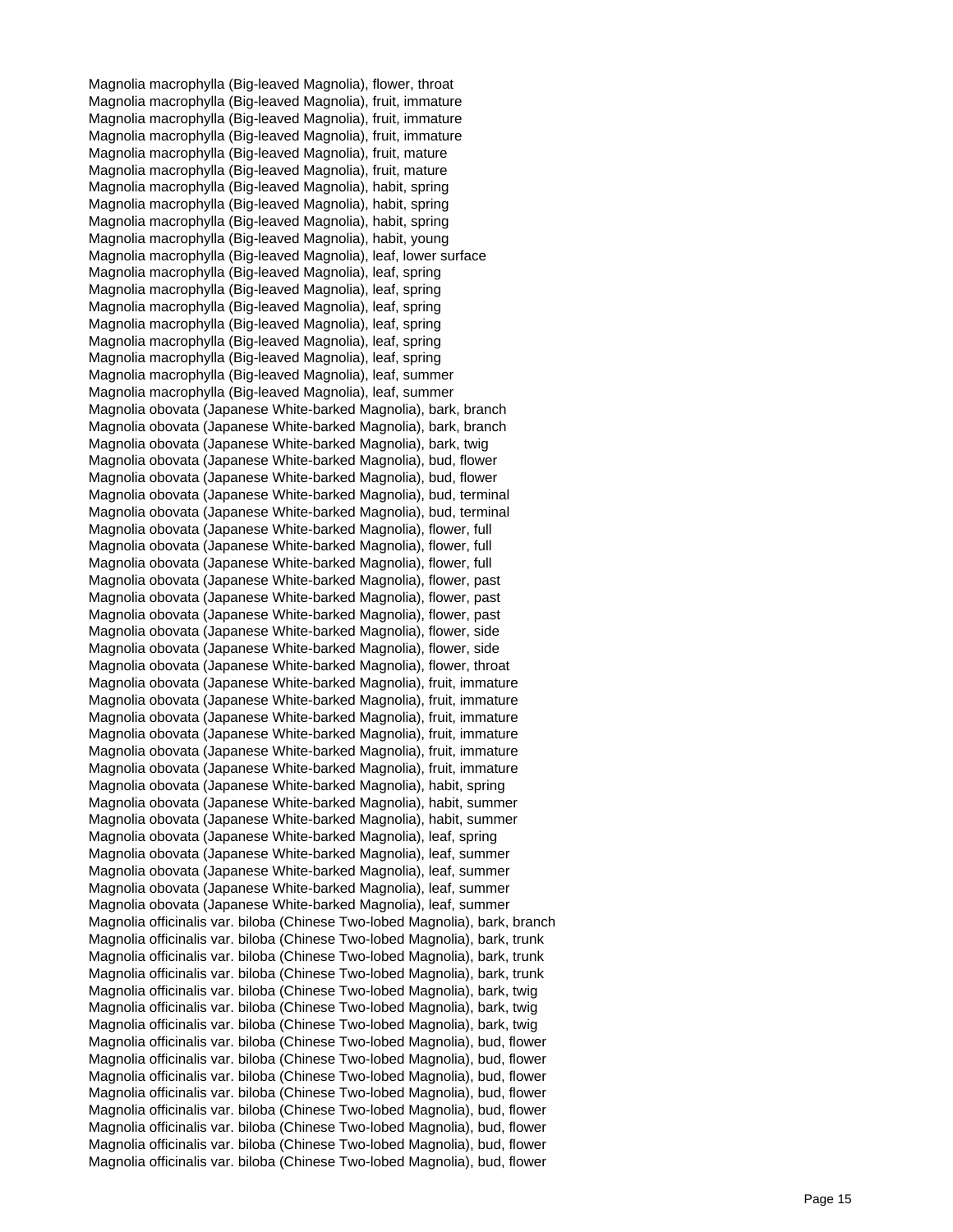Magnolia macrophylla (Big-leaved Magnolia), flower, throat
Magnolia macrophylla (Big-leaved Magnolia), fruit, immature
Magnolia macrophylla (Big-leaved Magnolia), fruit, immature
Magnolia macrophylla (Big-leaved Magnolia), fruit, immature
Magnolia macrophylla (Big-leaved Magnolia), fruit, mature
Magnolia macrophylla (Big-leaved Magnolia), fruit, mature
Magnolia macrophylla (Big-leaved Magnolia), habit, spring
Magnolia macrophylla (Big-leaved Magnolia), habit, spring
Magnolia macrophylla (Big-leaved Magnolia), habit, spring
Magnolia macrophylla (Big-leaved Magnolia), habit, young
Magnolia macrophylla (Big-leaved Magnolia), leaf, lower surface
Magnolia macrophylla (Big-leaved Magnolia), leaf, spring
Magnolia macrophylla (Big-leaved Magnolia), leaf, spring
Magnolia macrophylla (Big-leaved Magnolia), leaf, spring
Magnolia macrophylla (Big-leaved Magnolia), leaf, spring
Magnolia macrophylla (Big-leaved Magnolia), leaf, spring
Magnolia macrophylla (Big-leaved Magnolia), leaf, spring
Magnolia macrophylla (Big-leaved Magnolia), leaf, summer
Magnolia macrophylla (Big-leaved Magnolia), leaf, summer
Magnolia obovata (Japanese White-barked Magnolia), bark, branch
Magnolia obovata (Japanese White-barked Magnolia), bark, branch
Magnolia obovata (Japanese White-barked Magnolia), bark, twig
Magnolia obovata (Japanese White-barked Magnolia), bud, flower
Magnolia obovata (Japanese White-barked Magnolia), bud, flower
Magnolia obovata (Japanese White-barked Magnolia), bud, terminal
Magnolia obovata (Japanese White-barked Magnolia), bud, terminal
Magnolia obovata (Japanese White-barked Magnolia), flower, full
Magnolia obovata (Japanese White-barked Magnolia), flower, full
Magnolia obovata (Japanese White-barked Magnolia), flower, full
Magnolia obovata (Japanese White-barked Magnolia), flower, past
Magnolia obovata (Japanese White-barked Magnolia), flower, past
Magnolia obovata (Japanese White-barked Magnolia), flower, past
Magnolia obovata (Japanese White-barked Magnolia), flower, side
Magnolia obovata (Japanese White-barked Magnolia), flower, side
Magnolia obovata (Japanese White-barked Magnolia), flower, throat
Magnolia obovata (Japanese White-barked Magnolia), fruit, immature
Magnolia obovata (Japanese White-barked Magnolia), fruit, immature
Magnolia obovata (Japanese White-barked Magnolia), fruit, immature
Magnolia obovata (Japanese White-barked Magnolia), fruit, immature
Magnolia obovata (Japanese White-barked Magnolia), fruit, immature
Magnolia obovata (Japanese White-barked Magnolia), fruit, immature
Magnolia obovata (Japanese White-barked Magnolia), habit, spring
Magnolia obovata (Japanese White-barked Magnolia), habit, summer
Magnolia obovata (Japanese White-barked Magnolia), habit, summer
Magnolia obovata (Japanese White-barked Magnolia), leaf, spring
Magnolia obovata (Japanese White-barked Magnolia), leaf, summer
Magnolia obovata (Japanese White-barked Magnolia), leaf, summer
Magnolia obovata (Japanese White-barked Magnolia), leaf, summer
Magnolia obovata (Japanese White-barked Magnolia), leaf, summer
Magnolia officinalis var. biloba (Chinese Two-lobed Magnolia), bark, branch
Magnolia officinalis var. biloba (Chinese Two-lobed Magnolia), bark, trunk
Magnolia officinalis var. biloba (Chinese Two-lobed Magnolia), bark, trunk
Magnolia officinalis var. biloba (Chinese Two-lobed Magnolia), bark, trunk
Magnolia officinalis var. biloba (Chinese Two-lobed Magnolia), bark, twig
Magnolia officinalis var. biloba (Chinese Two-lobed Magnolia), bark, twig
Magnolia officinalis var. biloba (Chinese Two-lobed Magnolia), bark, twig
Magnolia officinalis var. biloba (Chinese Two-lobed Magnolia), bud, flower
Magnolia officinalis var. biloba (Chinese Two-lobed Magnolia), bud, flower
Magnolia officinalis var. biloba (Chinese Two-lobed Magnolia), bud, flower
Magnolia officinalis var. biloba (Chinese Two-lobed Magnolia), bud, flower
Magnolia officinalis var. biloba (Chinese Two-lobed Magnolia), bud, flower
Magnolia officinalis var. biloba (Chinese Two-lobed Magnolia), bud, flower
Magnolia officinalis var. biloba (Chinese Two-lobed Magnolia), bud, flower
Magnolia officinalis var. biloba (Chinese Two-lobed Magnolia), bud, flower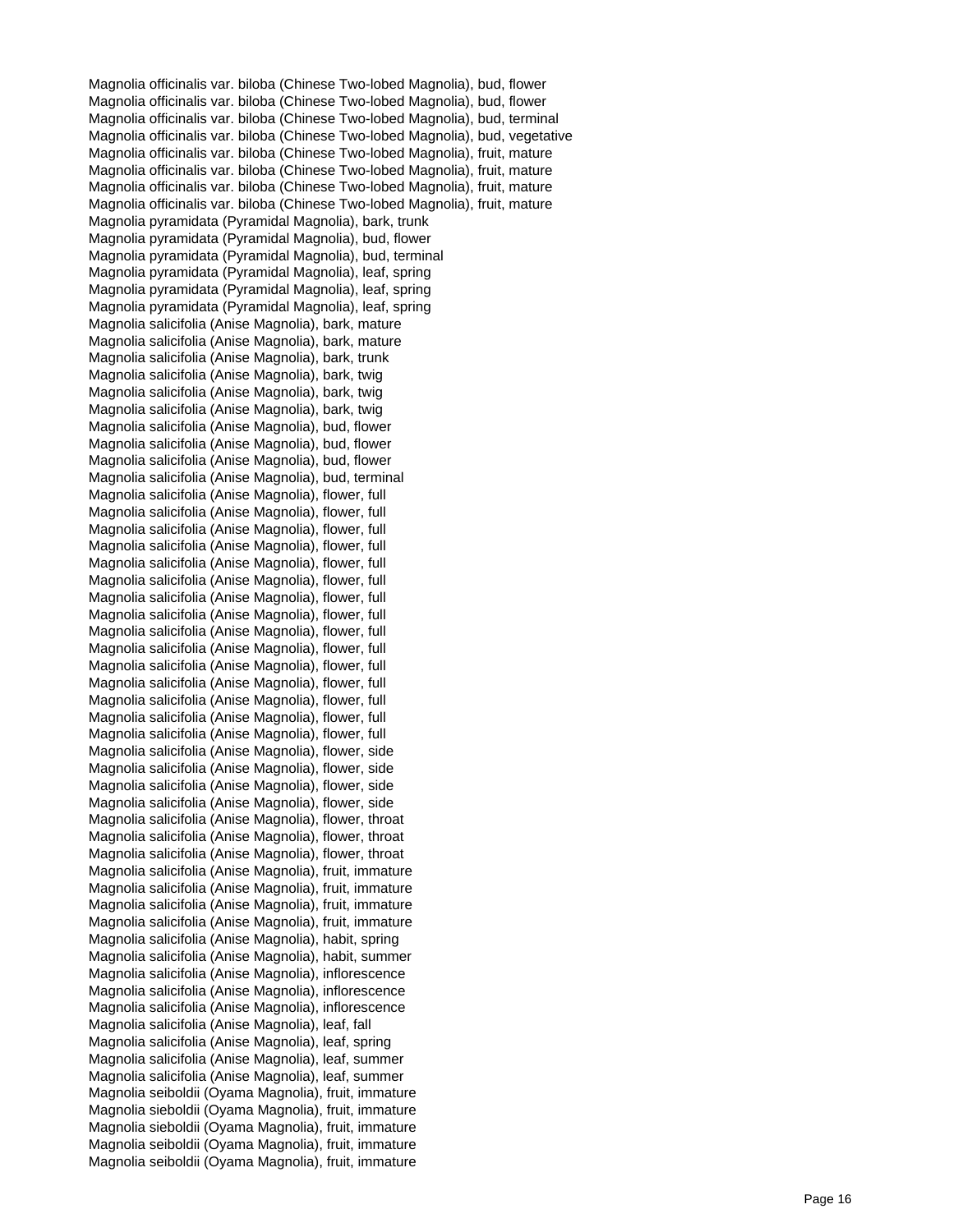Magnolia officinalis var. biloba (Chinese Two-lobed Magnolia), bud, flower
Magnolia officinalis var. biloba (Chinese Two-lobed Magnolia), bud, flower
Magnolia officinalis var. biloba (Chinese Two-lobed Magnolia), bud, terminal
Magnolia officinalis var. biloba (Chinese Two-lobed Magnolia), bud, vegetative
Magnolia officinalis var. biloba (Chinese Two-lobed Magnolia), fruit, mature
Magnolia officinalis var. biloba (Chinese Two-lobed Magnolia), fruit, mature
Magnolia officinalis var. biloba (Chinese Two-lobed Magnolia), fruit, mature
Magnolia officinalis var. biloba (Chinese Two-lobed Magnolia), fruit, mature
Magnolia pyramidata (Pyramidal Magnolia), bark, trunk
Magnolia pyramidata (Pyramidal Magnolia), bud, flower
Magnolia pyramidata (Pyramidal Magnolia), bud, terminal
Magnolia pyramidata (Pyramidal Magnolia), leaf, spring
Magnolia pyramidata (Pyramidal Magnolia), leaf, spring
Magnolia pyramidata (Pyramidal Magnolia), leaf, spring
Magnolia salicifolia (Anise Magnolia), bark, mature
Magnolia salicifolia (Anise Magnolia), bark, mature
Magnolia salicifolia (Anise Magnolia), bark, trunk
Magnolia salicifolia (Anise Magnolia), bark, twig
Magnolia salicifolia (Anise Magnolia), bark, twig
Magnolia salicifolia (Anise Magnolia), bark, twig
Magnolia salicifolia (Anise Magnolia), bud, flower
Magnolia salicifolia (Anise Magnolia), bud, flower
Magnolia salicifolia (Anise Magnolia), bud, flower
Magnolia salicifolia (Anise Magnolia), bud, terminal
Magnolia salicifolia (Anise Magnolia), flower, full
Magnolia salicifolia (Anise Magnolia), flower, full
Magnolia salicifolia (Anise Magnolia), flower, full
Magnolia salicifolia (Anise Magnolia), flower, full
Magnolia salicifolia (Anise Magnolia), flower, full
Magnolia salicifolia (Anise Magnolia), flower, full
Magnolia salicifolia (Anise Magnolia), flower, full
Magnolia salicifolia (Anise Magnolia), flower, full
Magnolia salicifolia (Anise Magnolia), flower, full
Magnolia salicifolia (Anise Magnolia), flower, full
Magnolia salicifolia (Anise Magnolia), flower, full
Magnolia salicifolia (Anise Magnolia), flower, full
Magnolia salicifolia (Anise Magnolia), flower, full
Magnolia salicifolia (Anise Magnolia), flower, full
Magnolia salicifolia (Anise Magnolia), flower, full
Magnolia salicifolia (Anise Magnolia), flower, side
Magnolia salicifolia (Anise Magnolia), flower, side
Magnolia salicifolia (Anise Magnolia), flower, side
Magnolia salicifolia (Anise Magnolia), flower, side
Magnolia salicifolia (Anise Magnolia), flower, throat
Magnolia salicifolia (Anise Magnolia), flower, throat
Magnolia salicifolia (Anise Magnolia), flower, throat
Magnolia salicifolia (Anise Magnolia), fruit, immature
Magnolia salicifolia (Anise Magnolia), fruit, immature
Magnolia salicifolia (Anise Magnolia), fruit, immature
Magnolia salicifolia (Anise Magnolia), fruit, immature
Magnolia salicifolia (Anise Magnolia), habit, spring
Magnolia salicifolia (Anise Magnolia), habit, summer
Magnolia salicifolia (Anise Magnolia), inflorescence
Magnolia salicifolia (Anise Magnolia), inflorescence
Magnolia salicifolia (Anise Magnolia), inflorescence
Magnolia salicifolia (Anise Magnolia), leaf, fall
Magnolia salicifolia (Anise Magnolia), leaf, spring
Magnolia salicifolia (Anise Magnolia), leaf, summer
Magnolia salicifolia (Anise Magnolia), leaf, summer
Magnolia seiboldii (Oyama Magnolia), fruit, immature
Magnolia sieboldii (Oyama Magnolia), fruit, immature
Magnolia sieboldii (Oyama Magnolia), fruit, immature
Magnolia seiboldii (Oyama Magnolia), fruit, immature
Magnolia seiboldii (Oyama Magnolia), fruit, immature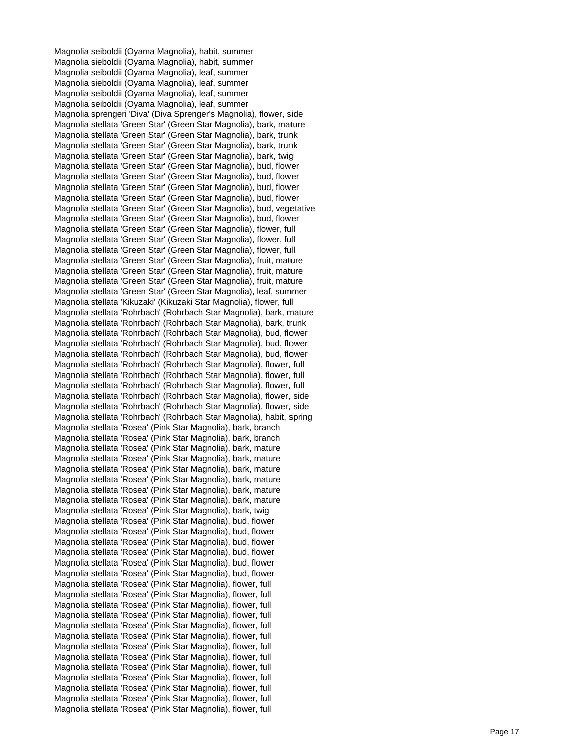Magnolia seiboldii (Oyama Magnolia), habit, summer
Magnolia sieboldii (Oyama Magnolia), habit, summer
Magnolia seiboldii (Oyama Magnolia), leaf, summer
Magnolia sieboldii (Oyama Magnolia), leaf, summer
Magnolia seiboldii (Oyama Magnolia), leaf, summer
Magnolia seiboldii (Oyama Magnolia), leaf, summer
Magnolia sprengeri 'Diva' (Diva Sprenger's Magnolia), flower, side
Magnolia stellata 'Green Star' (Green Star Magnolia), bark, mature
Magnolia stellata 'Green Star' (Green Star Magnolia), bark, trunk
Magnolia stellata 'Green Star' (Green Star Magnolia), bark, trunk
Magnolia stellata 'Green Star' (Green Star Magnolia), bark, twig
Magnolia stellata 'Green Star' (Green Star Magnolia), bud, flower
Magnolia stellata 'Green Star' (Green Star Magnolia), bud, flower
Magnolia stellata 'Green Star' (Green Star Magnolia), bud, flower
Magnolia stellata 'Green Star' (Green Star Magnolia), bud, flower
Magnolia stellata 'Green Star' (Green Star Magnolia), bud, vegetative
Magnolia stellata 'Green Star' (Green Star Magnolia), bud, flower
Magnolia stellata 'Green Star' (Green Star Magnolia), flower, full
Magnolia stellata 'Green Star' (Green Star Magnolia), flower, full
Magnolia stellata 'Green Star' (Green Star Magnolia), flower, full
Magnolia stellata 'Green Star' (Green Star Magnolia), fruit, mature
Magnolia stellata 'Green Star' (Green Star Magnolia), fruit, mature
Magnolia stellata 'Green Star' (Green Star Magnolia), fruit, mature
Magnolia stellata 'Green Star' (Green Star Magnolia), leaf, summer
Magnolia stellata 'Kikuzaki' (Kikuzaki Star Magnolia), flower, full
Magnolia stellata 'Rohrbach' (Rohrbach Star Magnolia), bark, mature
Magnolia stellata 'Rohrbach' (Rohrbach Star Magnolia), bark, trunk
Magnolia stellata 'Rohrbach' (Rohrbach Star Magnolia), bud, flower
Magnolia stellata 'Rohrbach' (Rohrbach Star Magnolia), bud, flower
Magnolia stellata 'Rohrbach' (Rohrbach Star Magnolia), bud, flower
Magnolia stellata 'Rohrbach' (Rohrbach Star Magnolia), flower, full
Magnolia stellata 'Rohrbach' (Rohrbach Star Magnolia), flower, full
Magnolia stellata 'Rohrbach' (Rohrbach Star Magnolia), flower, full
Magnolia stellata 'Rohrbach' (Rohrbach Star Magnolia), flower, side
Magnolia stellata 'Rohrbach' (Rohrbach Star Magnolia), flower, side
Magnolia stellata 'Rohrbach' (Rohrbach Star Magnolia), habit, spring
Magnolia stellata 'Rosea' (Pink Star Magnolia), bark, branch
Magnolia stellata 'Rosea' (Pink Star Magnolia), bark, branch
Magnolia stellata 'Rosea' (Pink Star Magnolia), bark, mature
Magnolia stellata 'Rosea' (Pink Star Magnolia), bark, mature
Magnolia stellata 'Rosea' (Pink Star Magnolia), bark, mature
Magnolia stellata 'Rosea' (Pink Star Magnolia), bark, mature
Magnolia stellata 'Rosea' (Pink Star Magnolia), bark, mature
Magnolia stellata 'Rosea' (Pink Star Magnolia), bark, mature
Magnolia stellata 'Rosea' (Pink Star Magnolia), bark, twig
Magnolia stellata 'Rosea' (Pink Star Magnolia), bud, flower
Magnolia stellata 'Rosea' (Pink Star Magnolia), bud, flower
Magnolia stellata 'Rosea' (Pink Star Magnolia), bud, flower
Magnolia stellata 'Rosea' (Pink Star Magnolia), bud, flower
Magnolia stellata 'Rosea' (Pink Star Magnolia), bud, flower
Magnolia stellata 'Rosea' (Pink Star Magnolia), bud, flower
Magnolia stellata 'Rosea' (Pink Star Magnolia), flower, full
Magnolia stellata 'Rosea' (Pink Star Magnolia), flower, full
Magnolia stellata 'Rosea' (Pink Star Magnolia), flower, full
Magnolia stellata 'Rosea' (Pink Star Magnolia), flower, full
Magnolia stellata 'Rosea' (Pink Star Magnolia), flower, full
Magnolia stellata 'Rosea' (Pink Star Magnolia), flower, full
Magnolia stellata 'Rosea' (Pink Star Magnolia), flower, full
Magnolia stellata 'Rosea' (Pink Star Magnolia), flower, full
Magnolia stellata 'Rosea' (Pink Star Magnolia), flower, full
Magnolia stellata 'Rosea' (Pink Star Magnolia), flower, full
Magnolia stellata 'Rosea' (Pink Star Magnolia), flower, full
Magnolia stellata 'Rosea' (Pink Star Magnolia), flower, full
Magnolia stellata 'Rosea' (Pink Star Magnolia), flower, full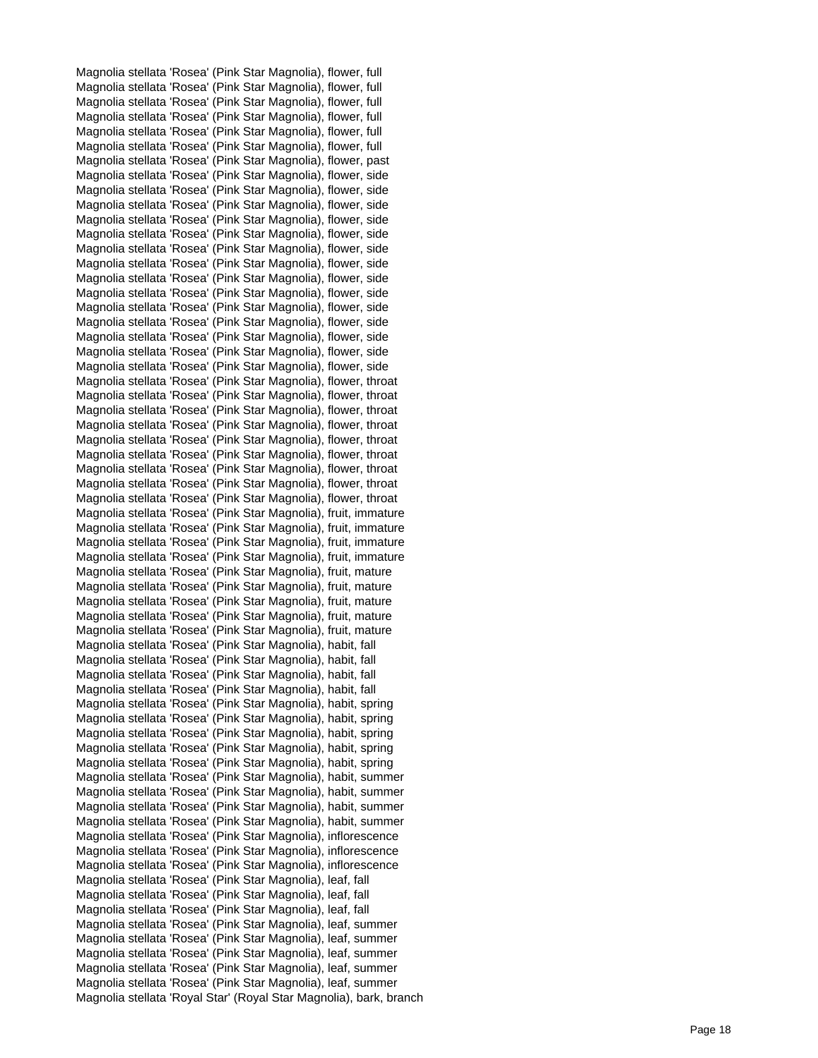Magnolia stellata 'Rosea' (Pink Star Magnolia), flower, full
Magnolia stellata 'Rosea' (Pink Star Magnolia), flower, full
Magnolia stellata 'Rosea' (Pink Star Magnolia), flower, full
Magnolia stellata 'Rosea' (Pink Star Magnolia), flower, full
Magnolia stellata 'Rosea' (Pink Star Magnolia), flower, full
Magnolia stellata 'Rosea' (Pink Star Magnolia), flower, full
Magnolia stellata 'Rosea' (Pink Star Magnolia), flower, past
Magnolia stellata 'Rosea' (Pink Star Magnolia), flower, side
Magnolia stellata 'Rosea' (Pink Star Magnolia), flower, side
Magnolia stellata 'Rosea' (Pink Star Magnolia), flower, side
Magnolia stellata 'Rosea' (Pink Star Magnolia), flower, side
Magnolia stellata 'Rosea' (Pink Star Magnolia), flower, side
Magnolia stellata 'Rosea' (Pink Star Magnolia), flower, side
Magnolia stellata 'Rosea' (Pink Star Magnolia), flower, side
Magnolia stellata 'Rosea' (Pink Star Magnolia), flower, side
Magnolia stellata 'Rosea' (Pink Star Magnolia), flower, side
Magnolia stellata 'Rosea' (Pink Star Magnolia), flower, side
Magnolia stellata 'Rosea' (Pink Star Magnolia), flower, side
Magnolia stellata 'Rosea' (Pink Star Magnolia), flower, side
Magnolia stellata 'Rosea' (Pink Star Magnolia), flower, side
Magnolia stellata 'Rosea' (Pink Star Magnolia), flower, side
Magnolia stellata 'Rosea' (Pink Star Magnolia), flower, throat
Magnolia stellata 'Rosea' (Pink Star Magnolia), flower, throat
Magnolia stellata 'Rosea' (Pink Star Magnolia), flower, throat
Magnolia stellata 'Rosea' (Pink Star Magnolia), flower, throat
Magnolia stellata 'Rosea' (Pink Star Magnolia), flower, throat
Magnolia stellata 'Rosea' (Pink Star Magnolia), flower, throat
Magnolia stellata 'Rosea' (Pink Star Magnolia), flower, throat
Magnolia stellata 'Rosea' (Pink Star Magnolia), flower, throat
Magnolia stellata 'Rosea' (Pink Star Magnolia), flower, throat
Magnolia stellata 'Rosea' (Pink Star Magnolia), fruit, immature
Magnolia stellata 'Rosea' (Pink Star Magnolia), fruit, immature
Magnolia stellata 'Rosea' (Pink Star Magnolia), fruit, immature
Magnolia stellata 'Rosea' (Pink Star Magnolia), fruit, immature
Magnolia stellata 'Rosea' (Pink Star Magnolia), fruit, mature
Magnolia stellata 'Rosea' (Pink Star Magnolia), fruit, mature
Magnolia stellata 'Rosea' (Pink Star Magnolia), fruit, mature
Magnolia stellata 'Rosea' (Pink Star Magnolia), fruit, mature
Magnolia stellata 'Rosea' (Pink Star Magnolia), fruit, mature
Magnolia stellata 'Rosea' (Pink Star Magnolia), habit, fall
Magnolia stellata 'Rosea' (Pink Star Magnolia), habit, fall
Magnolia stellata 'Rosea' (Pink Star Magnolia), habit, fall
Magnolia stellata 'Rosea' (Pink Star Magnolia), habit, fall
Magnolia stellata 'Rosea' (Pink Star Magnolia), habit, spring
Magnolia stellata 'Rosea' (Pink Star Magnolia), habit, spring
Magnolia stellata 'Rosea' (Pink Star Magnolia), habit, spring
Magnolia stellata 'Rosea' (Pink Star Magnolia), habit, spring
Magnolia stellata 'Rosea' (Pink Star Magnolia), habit, spring
Magnolia stellata 'Rosea' (Pink Star Magnolia), habit, summer
Magnolia stellata 'Rosea' (Pink Star Magnolia), habit, summer
Magnolia stellata 'Rosea' (Pink Star Magnolia), habit, summer
Magnolia stellata 'Rosea' (Pink Star Magnolia), habit, summer
Magnolia stellata 'Rosea' (Pink Star Magnolia), inflorescence
Magnolia stellata 'Rosea' (Pink Star Magnolia), inflorescence
Magnolia stellata 'Rosea' (Pink Star Magnolia), inflorescence
Magnolia stellata 'Rosea' (Pink Star Magnolia), leaf, fall
Magnolia stellata 'Rosea' (Pink Star Magnolia), leaf, fall
Magnolia stellata 'Rosea' (Pink Star Magnolia), leaf, fall
Magnolia stellata 'Rosea' (Pink Star Magnolia), leaf, summer
Magnolia stellata 'Rosea' (Pink Star Magnolia), leaf, summer
Magnolia stellata 'Rosea' (Pink Star Magnolia), leaf, summer
Magnolia stellata 'Rosea' (Pink Star Magnolia), leaf, summer
Magnolia stellata 'Rosea' (Pink Star Magnolia), leaf, summer
Magnolia stellata 'Royal Star' (Royal Star Magnolia), bark, branch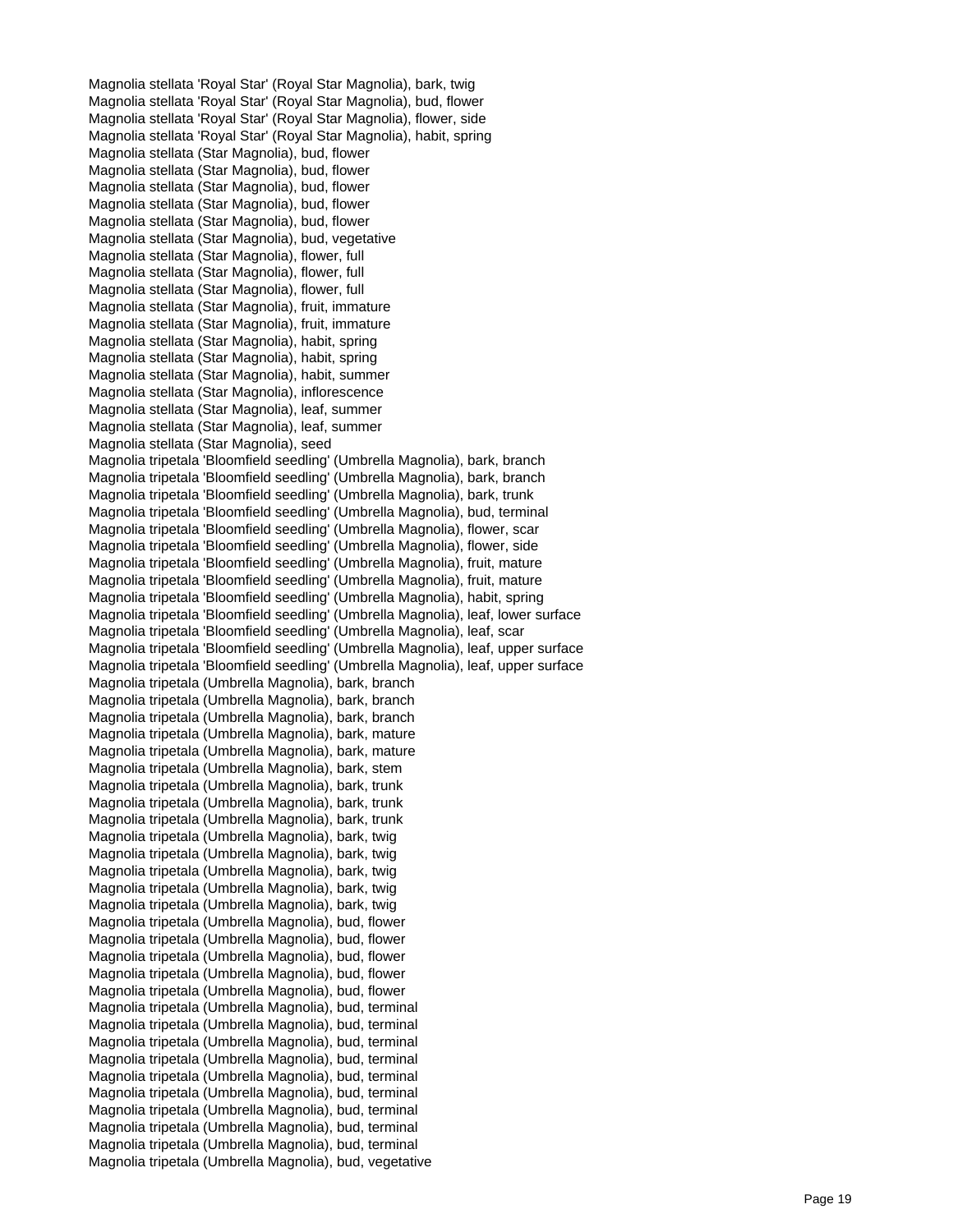Magnolia stellata 'Royal Star' (Royal Star Magnolia), bark, twig
Magnolia stellata 'Royal Star' (Royal Star Magnolia), bud, flower
Magnolia stellata 'Royal Star' (Royal Star Magnolia), flower, side
Magnolia stellata 'Royal Star' (Royal Star Magnolia), habit, spring
Magnolia stellata (Star Magnolia), bud, flower
Magnolia stellata (Star Magnolia), bud, flower
Magnolia stellata (Star Magnolia), bud, flower
Magnolia stellata (Star Magnolia), bud, flower
Magnolia stellata (Star Magnolia), bud, flower
Magnolia stellata (Star Magnolia), bud, vegetative
Magnolia stellata (Star Magnolia), flower, full
Magnolia stellata (Star Magnolia), flower, full
Magnolia stellata (Star Magnolia), flower, full
Magnolia stellata (Star Magnolia), fruit, immature
Magnolia stellata (Star Magnolia), fruit, immature
Magnolia stellata (Star Magnolia), habit, spring
Magnolia stellata (Star Magnolia), habit, spring
Magnolia stellata (Star Magnolia), habit, summer
Magnolia stellata (Star Magnolia), inflorescence
Magnolia stellata (Star Magnolia), leaf, summer
Magnolia stellata (Star Magnolia), leaf, summer
Magnolia stellata (Star Magnolia), seed
Magnolia tripetala 'Bloomfield seedling' (Umbrella Magnolia), bark, branch
Magnolia tripetala 'Bloomfield seedling' (Umbrella Magnolia), bark, branch
Magnolia tripetala 'Bloomfield seedling' (Umbrella Magnolia), bark, trunk
Magnolia tripetala 'Bloomfield seedling' (Umbrella Magnolia), bud, terminal
Magnolia tripetala 'Bloomfield seedling' (Umbrella Magnolia), flower, scar
Magnolia tripetala 'Bloomfield seedling' (Umbrella Magnolia), flower, side
Magnolia tripetala 'Bloomfield seedling' (Umbrella Magnolia), fruit, mature
Magnolia tripetala 'Bloomfield seedling' (Umbrella Magnolia), fruit, mature
Magnolia tripetala 'Bloomfield seedling' (Umbrella Magnolia), habit, spring
Magnolia tripetala 'Bloomfield seedling' (Umbrella Magnolia), leaf, lower surface
Magnolia tripetala 'Bloomfield seedling' (Umbrella Magnolia), leaf, scar
Magnolia tripetala 'Bloomfield seedling' (Umbrella Magnolia), leaf, upper surface
Magnolia tripetala 'Bloomfield seedling' (Umbrella Magnolia), leaf, upper surface
Magnolia tripetala (Umbrella Magnolia), bark, branch
Magnolia tripetala (Umbrella Magnolia), bark, branch
Magnolia tripetala (Umbrella Magnolia), bark, branch
Magnolia tripetala (Umbrella Magnolia), bark, mature
Magnolia tripetala (Umbrella Magnolia), bark, mature
Magnolia tripetala (Umbrella Magnolia), bark, stem
Magnolia tripetala (Umbrella Magnolia), bark, trunk
Magnolia tripetala (Umbrella Magnolia), bark, trunk
Magnolia tripetala (Umbrella Magnolia), bark, trunk
Magnolia tripetala (Umbrella Magnolia), bark, twig
Magnolia tripetala (Umbrella Magnolia), bark, twig
Magnolia tripetala (Umbrella Magnolia), bark, twig
Magnolia tripetala (Umbrella Magnolia), bark, twig
Magnolia tripetala (Umbrella Magnolia), bark, twig
Magnolia tripetala (Umbrella Magnolia), bud, flower
Magnolia tripetala (Umbrella Magnolia), bud, flower
Magnolia tripetala (Umbrella Magnolia), bud, flower
Magnolia tripetala (Umbrella Magnolia), bud, flower
Magnolia tripetala (Umbrella Magnolia), bud, flower
Magnolia tripetala (Umbrella Magnolia), bud, terminal
Magnolia tripetala (Umbrella Magnolia), bud, terminal
Magnolia tripetala (Umbrella Magnolia), bud, terminal
Magnolia tripetala (Umbrella Magnolia), bud, terminal
Magnolia tripetala (Umbrella Magnolia), bud, terminal
Magnolia tripetala (Umbrella Magnolia), bud, terminal
Magnolia tripetala (Umbrella Magnolia), bud, terminal
Magnolia tripetala (Umbrella Magnolia), bud, terminal
Magnolia tripetala (Umbrella Magnolia), bud, terminal
Magnolia tripetala (Umbrella Magnolia), bud, vegetative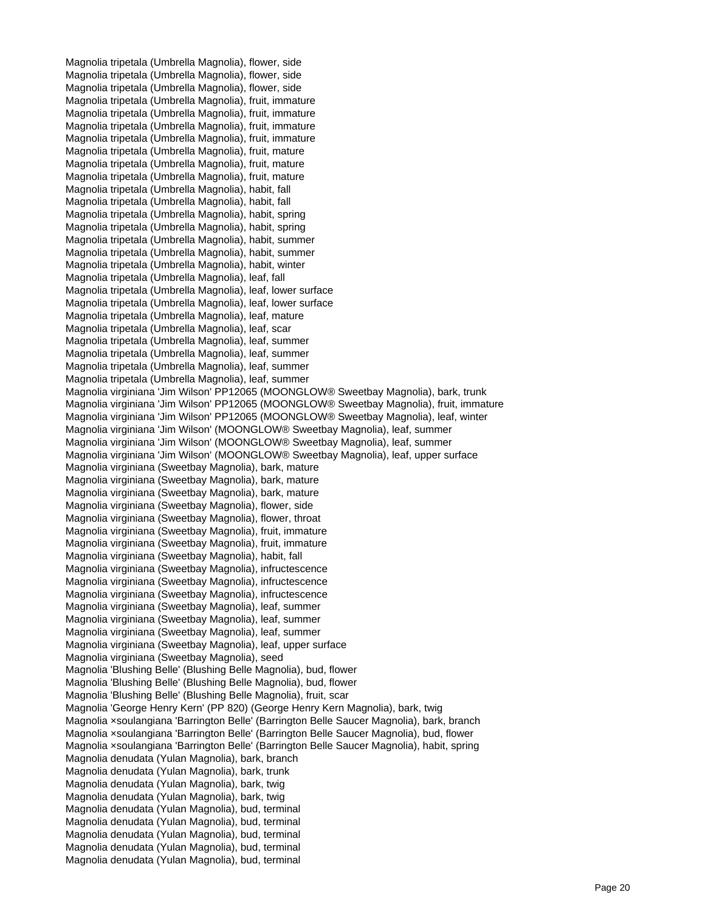Magnolia tripetala (Umbrella Magnolia), flower, side
Magnolia tripetala (Umbrella Magnolia), flower, side
Magnolia tripetala (Umbrella Magnolia), flower, side
Magnolia tripetala (Umbrella Magnolia), fruit, immature
Magnolia tripetala (Umbrella Magnolia), fruit, immature
Magnolia tripetala (Umbrella Magnolia), fruit, immature
Magnolia tripetala (Umbrella Magnolia), fruit, immature
Magnolia tripetala (Umbrella Magnolia), fruit, mature
Magnolia tripetala (Umbrella Magnolia), fruit, mature
Magnolia tripetala (Umbrella Magnolia), fruit, mature
Magnolia tripetala (Umbrella Magnolia), habit, fall
Magnolia tripetala (Umbrella Magnolia), habit, fall
Magnolia tripetala (Umbrella Magnolia), habit, spring
Magnolia tripetala (Umbrella Magnolia), habit, spring
Magnolia tripetala (Umbrella Magnolia), habit, summer
Magnolia tripetala (Umbrella Magnolia), habit, summer
Magnolia tripetala (Umbrella Magnolia), habit, winter
Magnolia tripetala (Umbrella Magnolia), leaf, fall
Magnolia tripetala (Umbrella Magnolia), leaf, lower surface
Magnolia tripetala (Umbrella Magnolia), leaf, lower surface
Magnolia tripetala (Umbrella Magnolia), leaf, mature
Magnolia tripetala (Umbrella Magnolia), leaf, scar
Magnolia tripetala (Umbrella Magnolia), leaf, summer
Magnolia tripetala (Umbrella Magnolia), leaf, summer
Magnolia tripetala (Umbrella Magnolia), leaf, summer
Magnolia tripetala (Umbrella Magnolia), leaf, summer
Magnolia virginiana 'Jim Wilson' PP12065 (MOONGLOW® Sweetbay Magnolia), bark, trunk
Magnolia virginiana 'Jim Wilson' PP12065 (MOONGLOW® Sweetbay Magnolia), fruit, immature
Magnolia virginiana 'Jim Wilson' PP12065 (MOONGLOW® Sweetbay Magnolia), leaf, winter
Magnolia virginiana 'Jim Wilson' (MOONGLOW® Sweetbay Magnolia), leaf, summer
Magnolia virginiana 'Jim Wilson' (MOONGLOW® Sweetbay Magnolia), leaf, summer
Magnolia virginiana 'Jim Wilson' (MOONGLOW® Sweetbay Magnolia), leaf, upper surface
Magnolia virginiana (Sweetbay Magnolia), bark, mature
Magnolia virginiana (Sweetbay Magnolia), bark, mature
Magnolia virginiana (Sweetbay Magnolia), bark, mature
Magnolia virginiana (Sweetbay Magnolia), flower, side
Magnolia virginiana (Sweetbay Magnolia), flower, throat
Magnolia virginiana (Sweetbay Magnolia), fruit, immature
Magnolia virginiana (Sweetbay Magnolia), fruit, immature
Magnolia virginiana (Sweetbay Magnolia), habit, fall
Magnolia virginiana (Sweetbay Magnolia), infructescence
Magnolia virginiana (Sweetbay Magnolia), infructescence
Magnolia virginiana (Sweetbay Magnolia), infructescence
Magnolia virginiana (Sweetbay Magnolia), leaf, summer
Magnolia virginiana (Sweetbay Magnolia), leaf, summer
Magnolia virginiana (Sweetbay Magnolia), leaf, summer
Magnolia virginiana (Sweetbay Magnolia), leaf, upper surface
Magnolia virginiana (Sweetbay Magnolia), seed
Magnolia 'Blushing Belle' (Blushing Belle Magnolia), bud, flower
Magnolia 'Blushing Belle' (Blushing Belle Magnolia), bud, flower
Magnolia 'Blushing Belle' (Blushing Belle Magnolia), fruit, scar
Magnolia 'George Henry Kern' (PP 820) (George Henry Kern Magnolia), bark, twig
Magnolia ×soulangiana 'Barrington Belle' (Barrington Belle Saucer Magnolia), bark, branch
Magnolia ×soulangiana 'Barrington Belle' (Barrington Belle Saucer Magnolia), bud, flower
Magnolia ×soulangiana 'Barrington Belle' (Barrington Belle Saucer Magnolia), habit, spring
Magnolia denudata (Yulan Magnolia), bark, branch
Magnolia denudata (Yulan Magnolia), bark, trunk
Magnolia denudata (Yulan Magnolia), bark, twig
Magnolia denudata (Yulan Magnolia), bark, twig
Magnolia denudata (Yulan Magnolia), bud, terminal
Magnolia denudata (Yulan Magnolia), bud, terminal
Magnolia denudata (Yulan Magnolia), bud, terminal
Magnolia denudata (Yulan Magnolia), bud, terminal
Magnolia denudata (Yulan Magnolia), bud, terminal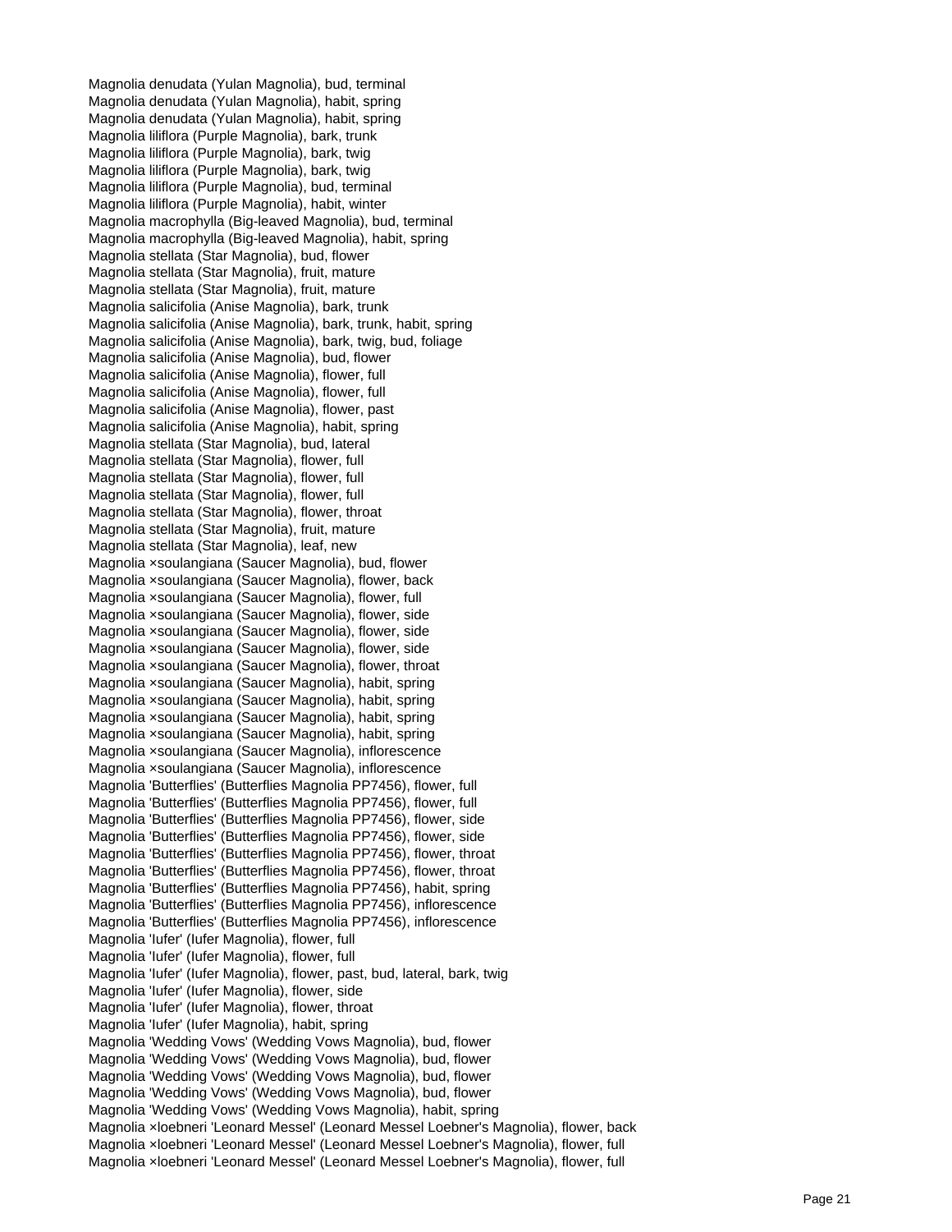Magnolia denudata (Yulan Magnolia), bud, terminal
Magnolia denudata (Yulan Magnolia), habit, spring
Magnolia denudata (Yulan Magnolia), habit, spring
Magnolia liliflora (Purple Magnolia), bark, trunk
Magnolia liliflora (Purple Magnolia), bark, twig
Magnolia liliflora (Purple Magnolia), bark, twig
Magnolia liliflora (Purple Magnolia), bud, terminal
Magnolia liliflora (Purple Magnolia), habit, winter
Magnolia macrophylla (Big-leaved Magnolia), bud, terminal
Magnolia macrophylla (Big-leaved Magnolia), habit, spring
Magnolia stellata (Star Magnolia), bud, flower
Magnolia stellata (Star Magnolia), fruit, mature
Magnolia stellata (Star Magnolia), fruit, mature
Magnolia salicifolia (Anise Magnolia), bark, trunk
Magnolia salicifolia (Anise Magnolia), bark, trunk, habit, spring
Magnolia salicifolia (Anise Magnolia), bark, twig, bud, foliage
Magnolia salicifolia (Anise Magnolia), bud, flower
Magnolia salicifolia (Anise Magnolia), flower, full
Magnolia salicifolia (Anise Magnolia), flower, full
Magnolia salicifolia (Anise Magnolia), flower, past
Magnolia salicifolia (Anise Magnolia), habit, spring
Magnolia stellata (Star Magnolia), bud, lateral
Magnolia stellata (Star Magnolia), flower, full
Magnolia stellata (Star Magnolia), flower, full
Magnolia stellata (Star Magnolia), flower, full
Magnolia stellata (Star Magnolia), flower, throat
Magnolia stellata (Star Magnolia), fruit, mature
Magnolia stellata (Star Magnolia), leaf, new
Magnolia ×soulangiana (Saucer Magnolia), bud, flower
Magnolia ×soulangiana (Saucer Magnolia), flower, back
Magnolia ×soulangiana (Saucer Magnolia), flower, full
Magnolia ×soulangiana (Saucer Magnolia), flower, side
Magnolia ×soulangiana (Saucer Magnolia), flower, side
Magnolia ×soulangiana (Saucer Magnolia), flower, side
Magnolia ×soulangiana (Saucer Magnolia), flower, throat
Magnolia ×soulangiana (Saucer Magnolia), habit, spring
Magnolia ×soulangiana (Saucer Magnolia), habit, spring
Magnolia ×soulangiana (Saucer Magnolia), habit, spring
Magnolia ×soulangiana (Saucer Magnolia), habit, spring
Magnolia ×soulangiana (Saucer Magnolia), inflorescence
Magnolia ×soulangiana (Saucer Magnolia), inflorescence
Magnolia 'Butterflies' (Butterflies Magnolia PP7456), flower, full
Magnolia 'Butterflies' (Butterflies Magnolia PP7456), flower, full
Magnolia 'Butterflies' (Butterflies Magnolia PP7456), flower, side
Magnolia 'Butterflies' (Butterflies Magnolia PP7456), flower, side
Magnolia 'Butterflies' (Butterflies Magnolia PP7456), flower, throat
Magnolia 'Butterflies' (Butterflies Magnolia PP7456), flower, throat
Magnolia 'Butterflies' (Butterflies Magnolia PP7456), habit, spring
Magnolia 'Butterflies' (Butterflies Magnolia PP7456), inflorescence
Magnolia 'Butterflies' (Butterflies Magnolia PP7456), inflorescence
Magnolia 'Iufer' (Iufer Magnolia), flower, full
Magnolia 'Iufer' (Iufer Magnolia), flower, full
Magnolia 'Iufer' (Iufer Magnolia), flower, past, bud, lateral, bark, twig
Magnolia 'Iufer' (Iufer Magnolia), flower, side
Magnolia 'Iufer' (Iufer Magnolia), flower, throat
Magnolia 'Iufer' (Iufer Magnolia), habit, spring
Magnolia 'Wedding Vows' (Wedding Vows Magnolia), bud, flower
Magnolia 'Wedding Vows' (Wedding Vows Magnolia), bud, flower
Magnolia 'Wedding Vows' (Wedding Vows Magnolia), bud, flower
Magnolia 'Wedding Vows' (Wedding Vows Magnolia), bud, flower
Magnolia 'Wedding Vows' (Wedding Vows Magnolia), habit, spring
Magnolia ×loebneri 'Leonard Messel' (Leonard Messel Loebner's Magnolia), flower, back
Magnolia ×loebneri 'Leonard Messel' (Leonard Messel Loebner's Magnolia), flower, full
Magnolia ×loebneri 'Leonard Messel' (Leonard Messel Loebner's Magnolia), flower, full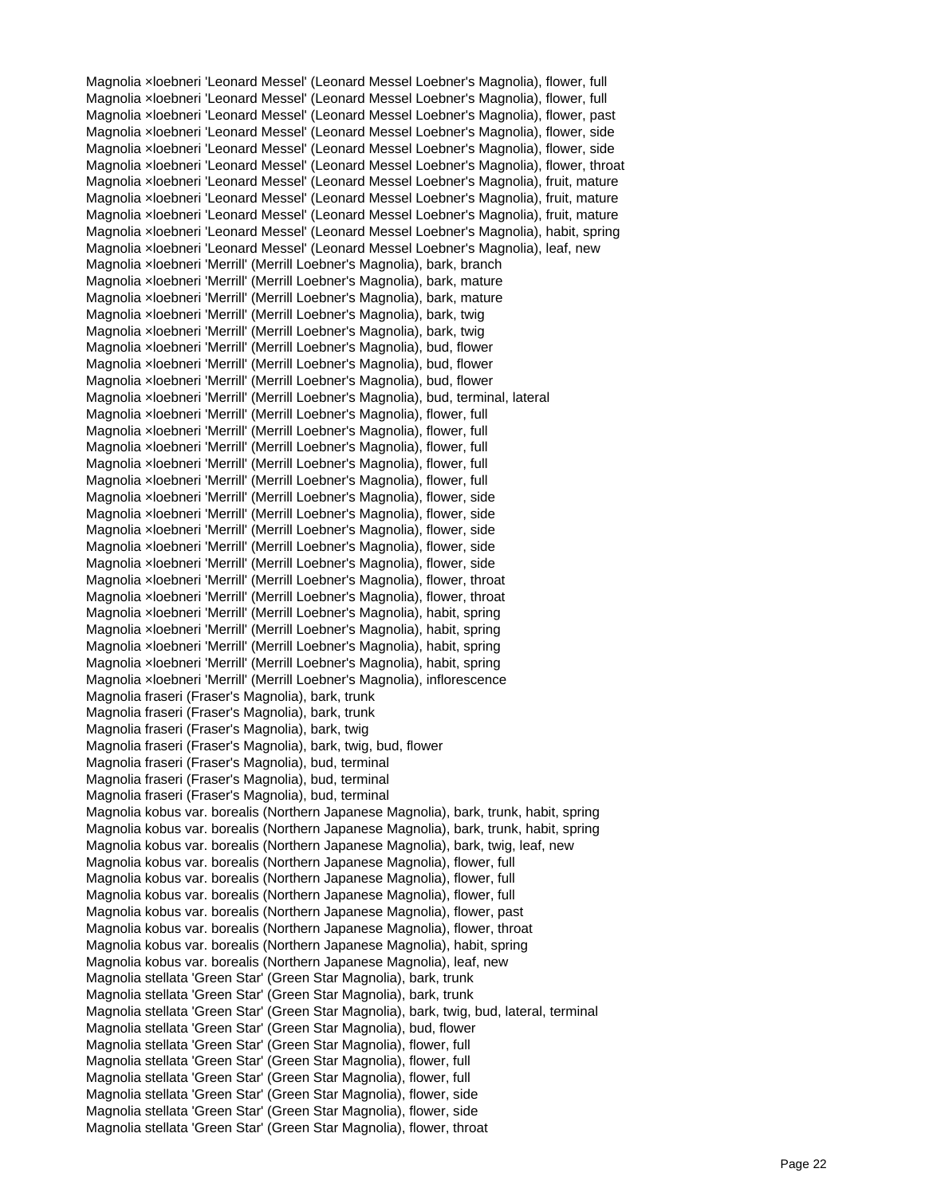Magnolia ×loebneri 'Leonard Messel' (Leonard Messel Loebner's Magnolia), flower, full
Magnolia ×loebneri 'Leonard Messel' (Leonard Messel Loebner's Magnolia), flower, full
Magnolia ×loebneri 'Leonard Messel' (Leonard Messel Loebner's Magnolia), flower, past
Magnolia ×loebneri 'Leonard Messel' (Leonard Messel Loebner's Magnolia), flower, side
Magnolia ×loebneri 'Leonard Messel' (Leonard Messel Loebner's Magnolia), flower, side
Magnolia ×loebneri 'Leonard Messel' (Leonard Messel Loebner's Magnolia), flower, throat
Magnolia ×loebneri 'Leonard Messel' (Leonard Messel Loebner's Magnolia), fruit, mature
Magnolia ×loebneri 'Leonard Messel' (Leonard Messel Loebner's Magnolia), fruit, mature
Magnolia ×loebneri 'Leonard Messel' (Leonard Messel Loebner's Magnolia), fruit, mature
Magnolia ×loebneri 'Leonard Messel' (Leonard Messel Loebner's Magnolia), habit, spring
Magnolia ×loebneri 'Leonard Messel' (Leonard Messel Loebner's Magnolia), leaf, new
Magnolia ×loebneri 'Merrill' (Merrill Loebner's Magnolia), bark, branch
Magnolia ×loebneri 'Merrill' (Merrill Loebner's Magnolia), bark, mature
Magnolia ×loebneri 'Merrill' (Merrill Loebner's Magnolia), bark, mature
Magnolia ×loebneri 'Merrill' (Merrill Loebner's Magnolia), bark, twig
Magnolia ×loebneri 'Merrill' (Merrill Loebner's Magnolia), bark, twig
Magnolia ×loebneri 'Merrill' (Merrill Loebner's Magnolia), bud, flower
Magnolia ×loebneri 'Merrill' (Merrill Loebner's Magnolia), bud, flower
Magnolia ×loebneri 'Merrill' (Merrill Loebner's Magnolia), bud, flower
Magnolia ×loebneri 'Merrill' (Merrill Loebner's Magnolia), bud, terminal, lateral
Magnolia ×loebneri 'Merrill' (Merrill Loebner's Magnolia), flower, full
Magnolia ×loebneri 'Merrill' (Merrill Loebner's Magnolia), flower, full
Magnolia ×loebneri 'Merrill' (Merrill Loebner's Magnolia), flower, full
Magnolia ×loebneri 'Merrill' (Merrill Loebner's Magnolia), flower, full
Magnolia ×loebneri 'Merrill' (Merrill Loebner's Magnolia), flower, full
Magnolia ×loebneri 'Merrill' (Merrill Loebner's Magnolia), flower, side
Magnolia ×loebneri 'Merrill' (Merrill Loebner's Magnolia), flower, side
Magnolia ×loebneri 'Merrill' (Merrill Loebner's Magnolia), flower, side
Magnolia ×loebneri 'Merrill' (Merrill Loebner's Magnolia), flower, side
Magnolia ×loebneri 'Merrill' (Merrill Loebner's Magnolia), flower, side
Magnolia ×loebneri 'Merrill' (Merrill Loebner's Magnolia), flower, throat
Magnolia ×loebneri 'Merrill' (Merrill Loebner's Magnolia), flower, throat
Magnolia ×loebneri 'Merrill' (Merrill Loebner's Magnolia), habit, spring
Magnolia ×loebneri 'Merrill' (Merrill Loebner's Magnolia), habit, spring
Magnolia ×loebneri 'Merrill' (Merrill Loebner's Magnolia), habit, spring
Magnolia ×loebneri 'Merrill' (Merrill Loebner's Magnolia), habit, spring
Magnolia ×loebneri 'Merrill' (Merrill Loebner's Magnolia), inflorescence
Magnolia fraseri (Fraser's Magnolia), bark, trunk
Magnolia fraseri (Fraser's Magnolia), bark, trunk
Magnolia fraseri (Fraser's Magnolia), bark, twig
Magnolia fraseri (Fraser's Magnolia), bark, twig, bud, flower
Magnolia fraseri (Fraser's Magnolia), bud, terminal
Magnolia fraseri (Fraser's Magnolia), bud, terminal
Magnolia fraseri (Fraser's Magnolia), bud, terminal
Magnolia kobus var. borealis (Northern Japanese Magnolia), bark, trunk, habit, spring
Magnolia kobus var. borealis (Northern Japanese Magnolia), bark, trunk, habit, spring
Magnolia kobus var. borealis (Northern Japanese Magnolia), bark, twig, leaf, new
Magnolia kobus var. borealis (Northern Japanese Magnolia), flower, full
Magnolia kobus var. borealis (Northern Japanese Magnolia), flower, full
Magnolia kobus var. borealis (Northern Japanese Magnolia), flower, full
Magnolia kobus var. borealis (Northern Japanese Magnolia), flower, past
Magnolia kobus var. borealis (Northern Japanese Magnolia), flower, throat
Magnolia kobus var. borealis (Northern Japanese Magnolia), habit, spring
Magnolia kobus var. borealis (Northern Japanese Magnolia), leaf, new
Magnolia stellata 'Green Star' (Green Star Magnolia), bark, trunk
Magnolia stellata 'Green Star' (Green Star Magnolia), bark, trunk
Magnolia stellata 'Green Star' (Green Star Magnolia), bark, twig, bud, lateral, terminal
Magnolia stellata 'Green Star' (Green Star Magnolia), bud, flower
Magnolia stellata 'Green Star' (Green Star Magnolia), flower, full
Magnolia stellata 'Green Star' (Green Star Magnolia), flower, full
Magnolia stellata 'Green Star' (Green Star Magnolia), flower, full
Magnolia stellata 'Green Star' (Green Star Magnolia), flower, side
Magnolia stellata 'Green Star' (Green Star Magnolia), flower, side
Magnolia stellata 'Green Star' (Green Star Magnolia), flower, throat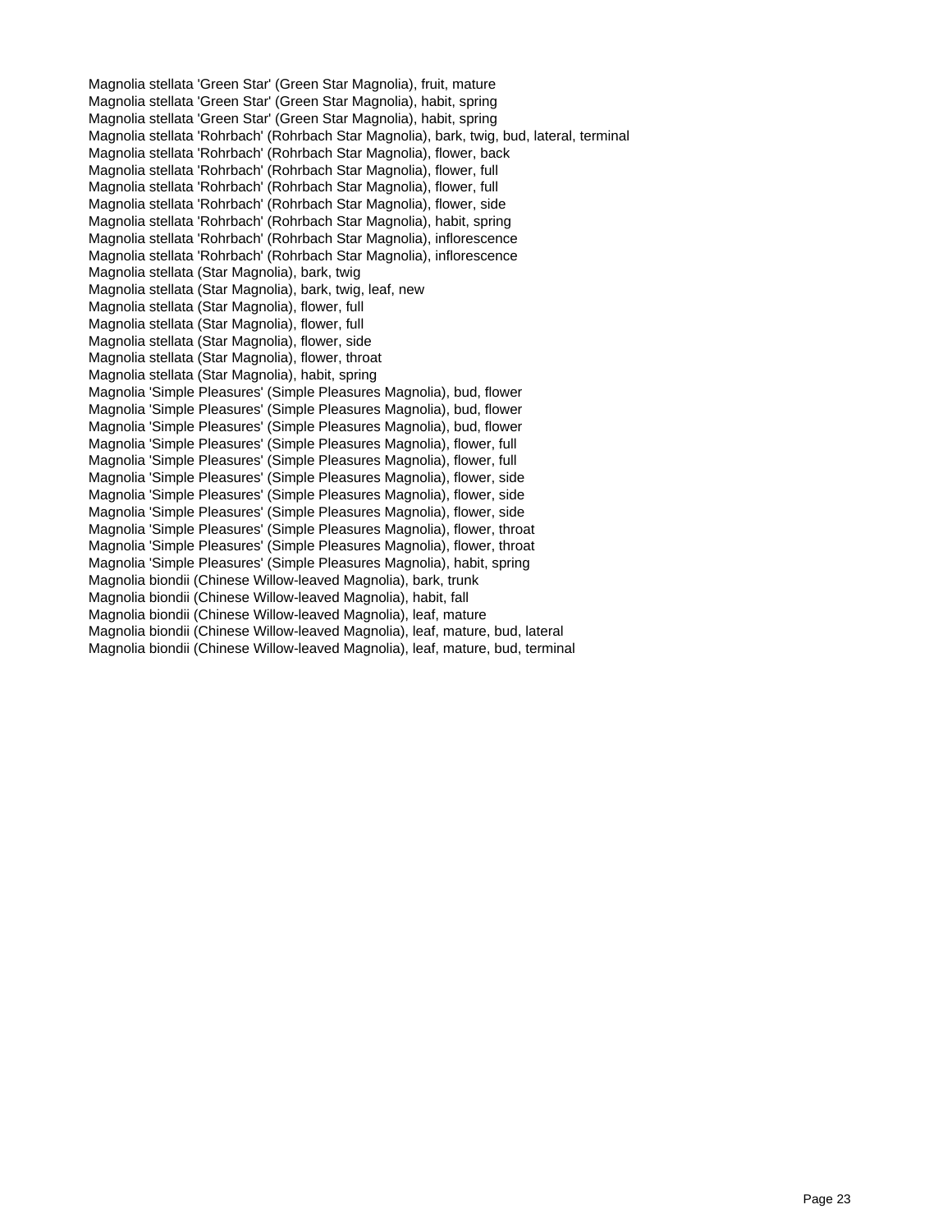Magnolia stellata 'Green Star' (Green Star Magnolia), fruit, mature
Magnolia stellata 'Green Star' (Green Star Magnolia), habit, spring
Magnolia stellata 'Green Star' (Green Star Magnolia), habit, spring
Magnolia stellata 'Rohrbach' (Rohrbach Star Magnolia), bark, twig, bud, lateral, terminal
Magnolia stellata 'Rohrbach' (Rohrbach Star Magnolia), flower, back
Magnolia stellata 'Rohrbach' (Rohrbach Star Magnolia), flower, full
Magnolia stellata 'Rohrbach' (Rohrbach Star Magnolia), flower, full
Magnolia stellata 'Rohrbach' (Rohrbach Star Magnolia), flower, side
Magnolia stellata 'Rohrbach' (Rohrbach Star Magnolia), habit, spring
Magnolia stellata 'Rohrbach' (Rohrbach Star Magnolia), inflorescence
Magnolia stellata 'Rohrbach' (Rohrbach Star Magnolia), inflorescence
Magnolia stellata (Star Magnolia), bark, twig
Magnolia stellata (Star Magnolia), bark, twig, leaf, new
Magnolia stellata (Star Magnolia), flower, full
Magnolia stellata (Star Magnolia), flower, full
Magnolia stellata (Star Magnolia), flower, side
Magnolia stellata (Star Magnolia), flower, throat
Magnolia stellata (Star Magnolia), habit, spring
Magnolia 'Simple Pleasures' (Simple Pleasures Magnolia), bud, flower
Magnolia 'Simple Pleasures' (Simple Pleasures Magnolia), bud, flower
Magnolia 'Simple Pleasures' (Simple Pleasures Magnolia), bud, flower
Magnolia 'Simple Pleasures' (Simple Pleasures Magnolia), flower, full
Magnolia 'Simple Pleasures' (Simple Pleasures Magnolia), flower, full
Magnolia 'Simple Pleasures' (Simple Pleasures Magnolia), flower, side
Magnolia 'Simple Pleasures' (Simple Pleasures Magnolia), flower, side
Magnolia 'Simple Pleasures' (Simple Pleasures Magnolia), flower, side
Magnolia 'Simple Pleasures' (Simple Pleasures Magnolia), flower, throat
Magnolia 'Simple Pleasures' (Simple Pleasures Magnolia), flower, throat
Magnolia 'Simple Pleasures' (Simple Pleasures Magnolia), habit, spring
Magnolia biondii (Chinese Willow-leaved Magnolia), bark, trunk
Magnolia biondii (Chinese Willow-leaved Magnolia), habit, fall
Magnolia biondii (Chinese Willow-leaved Magnolia), leaf, mature
Magnolia biondii (Chinese Willow-leaved Magnolia), leaf, mature, bud, lateral
Magnolia biondii (Chinese Willow-leaved Magnolia), leaf, mature, bud, terminal